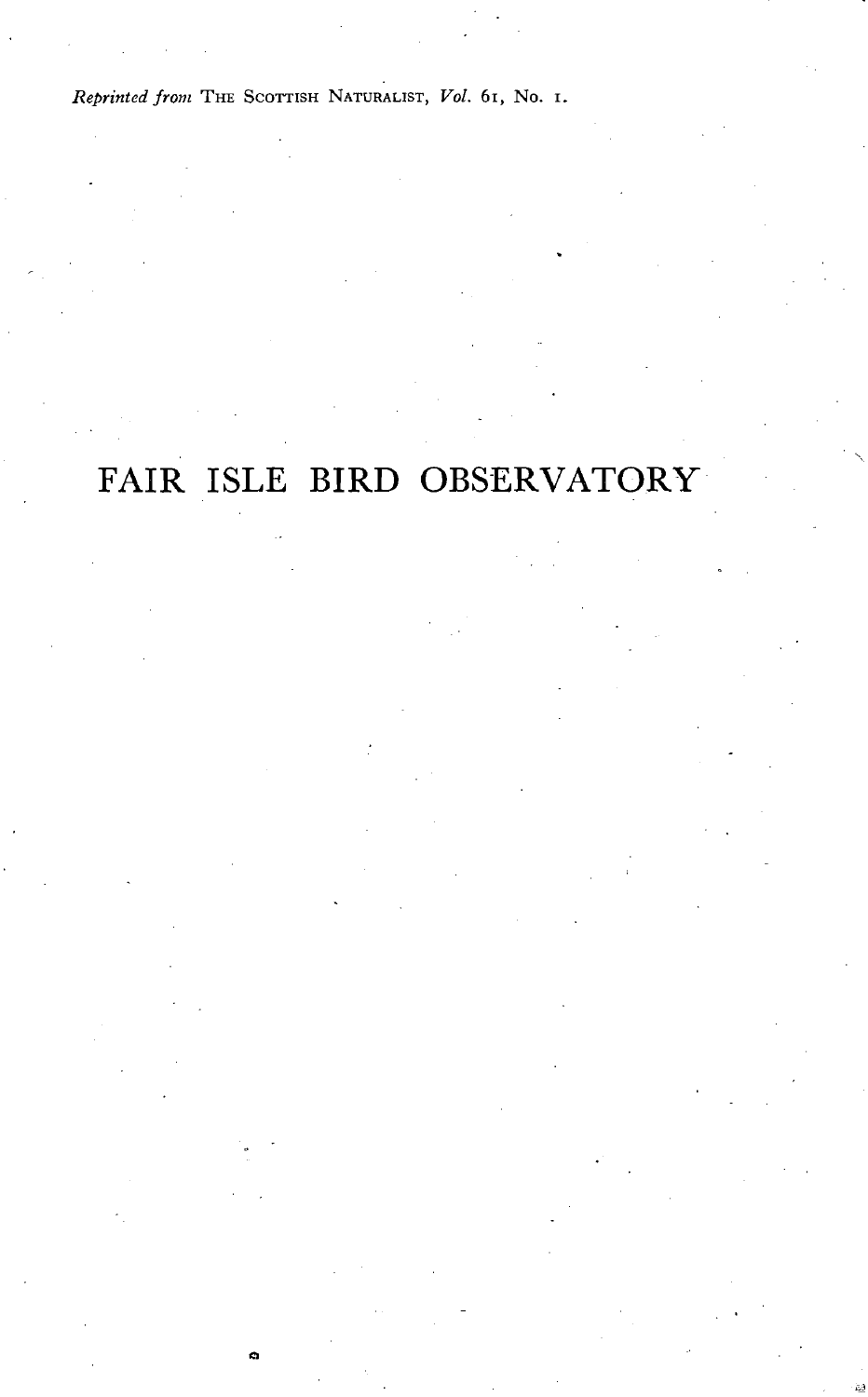*Reprinted from* The Scottish Naturalist, *Vol.* 61, No. 1.

# FAIR ISLE BIRD OBSERVATORY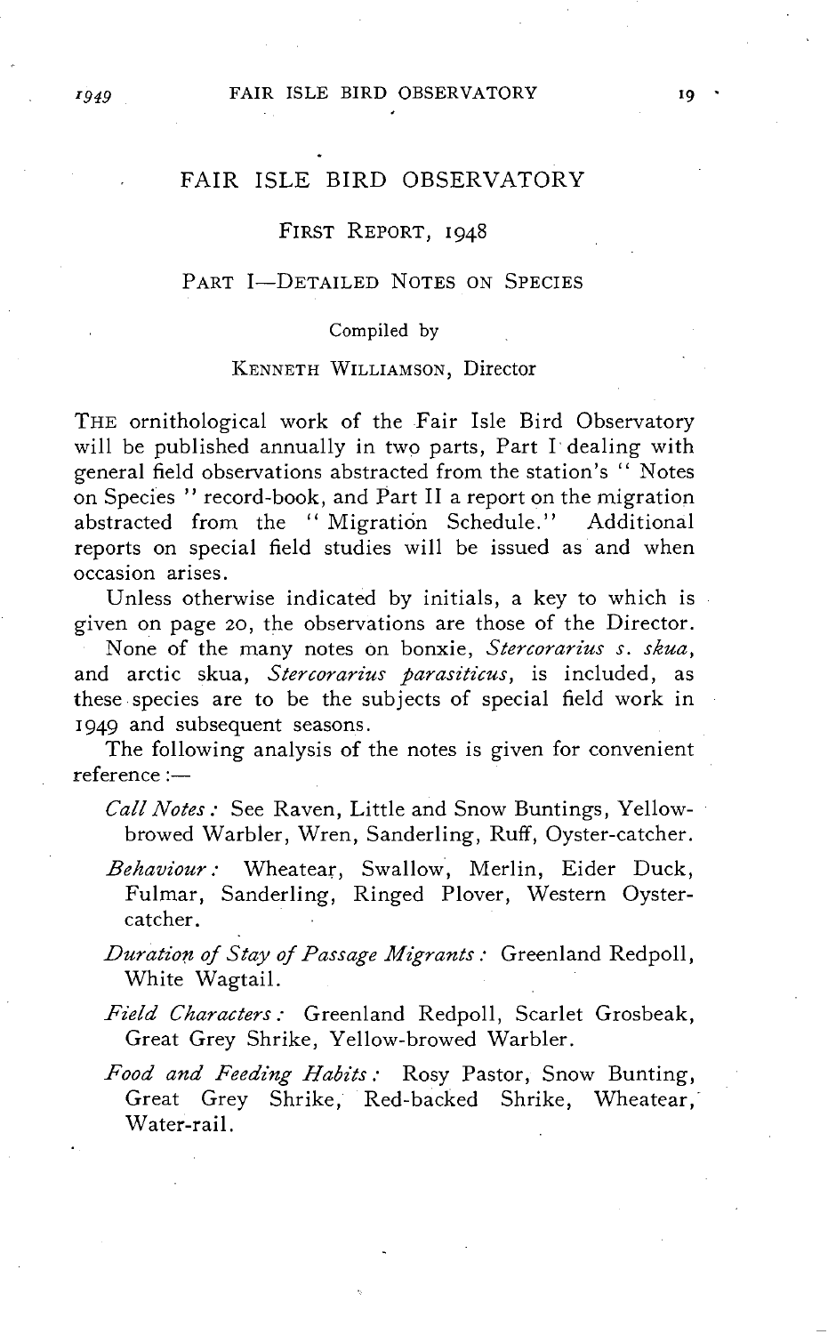# FAIR ISLE BIRD OBSERVATORY

## FIRST REPORT, 1948

### PART I—DETAILED NOTES ON SPECIES

Compiled by

KENNETH WILLIAMSON, Director

THE ornithological work of the Fair Isle Bird Observatory will be published annually in two parts, Part I dealing with general field observations abstracted from the station's " Notes on Species " record-book, and Part II a report on the migration abstracted from the " Migration Schedule." Additional reports on special field studies will be issued as and when occasion arises.

Unless otherwise indicated by initials, a key to which is given on page 20, the observations are those of the Director.

None of the many notes on bonxie, *Stercorarius s. skua*, and arctic skua, *Stercorarius parasiticus*, is included, as these species are to be the subjects of special field work in 1949 and subsequent seasons.

The following analysis of the notes is given for convenient reference :—

*Call Notes :* See Raven, Little and Snow Buntings, Yellow-browed Warbler, Wren, Sanderling, Ruff, Oyster-catcher.

*Behaviour :* Wheatear, Swallow, Merlin, Eider Duck, Fulmar, Sanderling, Ringed Plover, Western Oyster-catcher.

*Duration of Stay of Passage Migrants :* Greenland Redpoll, White Wagtail.

*Field Characters :* Greenland Redpoll, Scarlet Grosbeak, Great Grey Shrike, Yellow-browed Warbler.

*Food and Feeding Habits :* Rosy Pastor, Snow Bunting, Great Grey Shrike, Red-backed Shrike, Wheatear, Water-rail.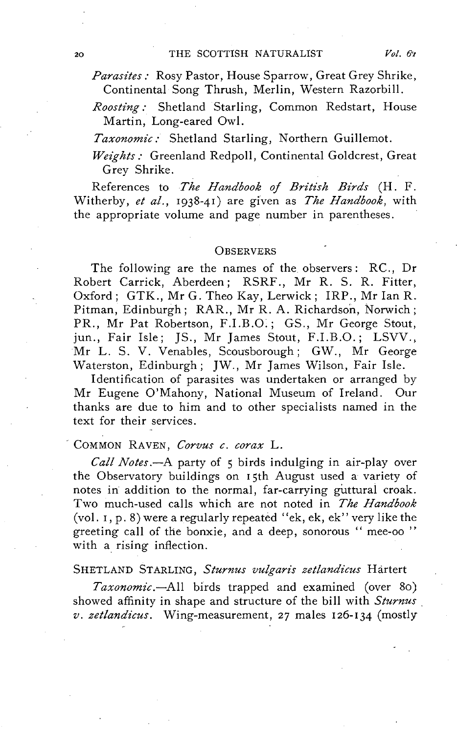*Parasites:* Rosy Pastor, House Sparrow, Great Grey Shrike, Continental Song Thrush, Merlin, Western Razorbill.

*Roosting:* Shetland Starling, Common Redstart, House Martin, Long-eared Owl.

*Taxonomic:* Shetland Starling, Northern Guillemot.

*Weights:* Greenland Redpoll, Continental Goldcrest, Great Grey Shrike.

References to *The Handbook of British Birds* (H. F. Witherby, *et al.*, 1938-41) are given as *The Handbook*, with the appropriate volume and page number in parentheses.

## OBSERVERS

The following are the names of the observers: RC., Dr Robert Carrick, Aberdeen; RSRF., Mr R. S. R. Fitter, Oxford; GTK., Mr G. Theo Kay, Lerwick; IRP., Mr Ian R. Pitman, Edinburgh; RAR., Mr R. A. Richardson, Norwich; PR., Mr Pat Robertson, F.I.B.O.; GS., Mr George Stout, jun., Fair Isle; JS., Mr James Stout, F.I.B.O.; LSVV., Mr L. S. V. Venables, Scousborough; GW., Mr George Waterston, Edinburgh; JW., Mr James Wilson, Fair Isle.

Identification of parasites was undertaken or arranged by Mr Eugene O'Mahony, National Museum of Ireland. Our thanks are due to him and to other specialists named in the text for their services.

### COMMON RAVEN, *Corvus c. corax* L.

*Call Notes.*—A party of 5 birds indulging in air-play over the Observatory buildings on 15th August used a variety of notes in addition to the normal, far-carrying guttural croak. Two much-used calls which are not noted in *The Handbook* (vol. 1, p. 8) were a regularly repeated "ek, ek, ek" very like the greeting call of the bonxie, and a deep, sonorous "mee-oo" with a rising inflection.

### SHETLAND STARLING, *Sturnus vulgaris zetlandicus* Härtert

*Taxonomic.*—All birds trapped and examined (over 80) showed affinity in shape and structure of the bill with *Sturnus v. zetlandicus*. Wing-measurement, 27 males 126-134 (mostly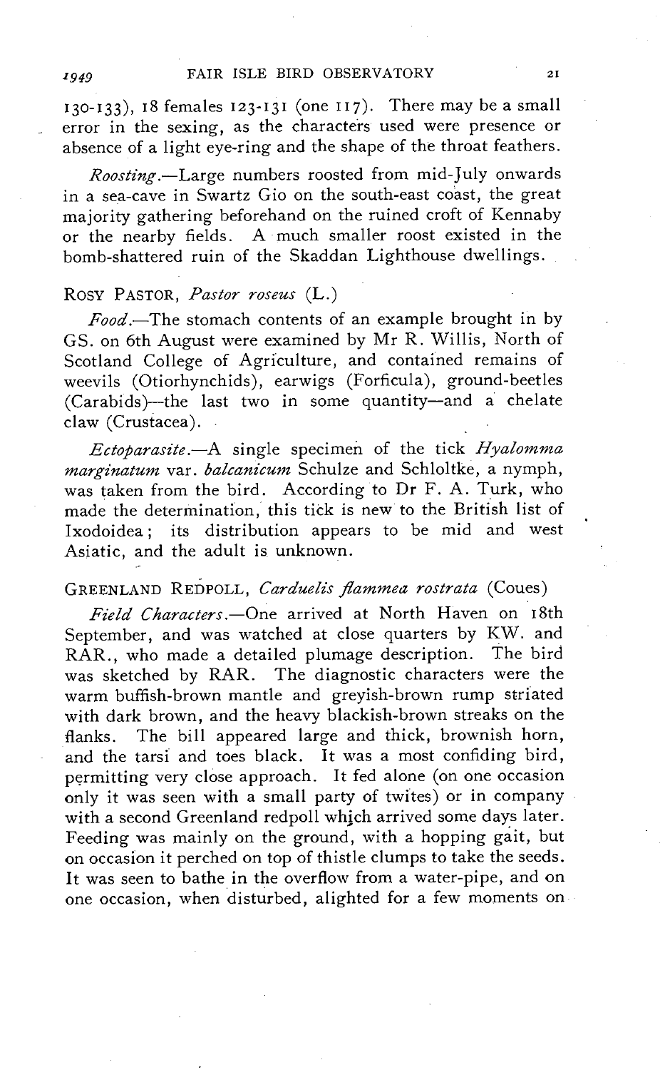130-133), 18 females 123-131 (one 117). There may be a small error in the sexing, as the characters used were presence or absence of a light eye-ring and the shape of the throat feathers.

*Roosting*.—Large numbers roosted from mid-July onwards in a sea-cave in Swartz Gio on the south-east coast, the great majority gathering beforehand on the ruined croft of Kennaby or the nearby fields. A much smaller roost existed in the bomb-shattered ruin of the Skaddan Lighthouse dwellings.

ROSY PASTOR, *Pastor roseus* (L.)

*Food*.—The stomach contents of an example brought in by GS. on 6th August were examined by Mr R. Willis, North of Scotland College of Agriculture, and contained remains of weevils (Otiorhynchids), earwigs (Forficula), ground-beetles (Carabids)—the last two in some quantity—and a chelate claw (Crustacea).

*Ectoparasite*.—A single specimen of the tick *Hyalomma marginatum* var. *balcanicum* Schulze and Schloltke, a nymph, was taken from the bird. According to Dr F. A. Turk, who made the determination, this tick is new to the British list of Ixodoidea; its distribution appears to be mid and west Asiatic, and the adult is unknown.

GREENLAND REDPOLL, *Carduelis flammea rostrata* (Coues)

*Field Characters*.—One arrived at North Haven on 18th September, and was watched at close quarters by KW. and RAR., who made a detailed plumage description. The bird was sketched by RAR. The diagnostic characters were the warm buffish-brown mantle and greyish-brown rump striated with dark brown, and the heavy blackish-brown streaks on the flanks. The bill appeared large and thick, brownish horn, and the tarsi and toes black. It was a most confiding bird, permitting very close approach. It fed alone (on one occasion only it was seen with a small party of twites) or in company with a second Greenland redpoll which arrived some days later. Feeding was mainly on the ground, with a hopping gait, but on occasion it perched on top of thistle clumps to take the seeds. It was seen to bathe in the overflow from a water-pipe, and on one occasion, when disturbed, alighted for a few moments on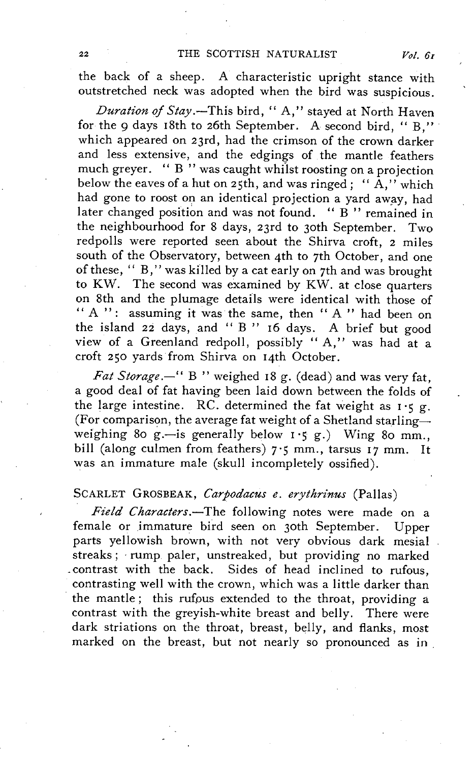the back of a sheep. A characteristic upright stance with outstretched neck was adopted when the bird was suspicious.

*Duration of Stay.*—This bird, "A," stayed at North Haven for the 9 days 18th to 26th September. A second bird, "B," which appeared on 23rd, had the crimson of the crown darker and less extensive, and the edgings of the mantle feathers much greyer. "B" was caught whilst roosting on a projection below the eaves of a hut on 25th, and was ringed; "A," which had gone to roost on an identical projection a yard away, had later changed position and was not found. "B" remained in the neighbourhood for 8 days, 23rd to 30th September. Two redpolls were reported seen about the Shirva croft, 2 miles south of the Observatory, between 4th to 7th October, and one of these, "B," was killed by a cat early on 7th and was brought to KW. The second was examined by KW. at close quarters on 8th and the plumage details were identical with those of "A": assuming it was the same, then "A" had been on the island 22 days, and "B" 16 days. A brief but good view of a Greenland redpoll, possibly "A," was had at a croft 250 yards from Shirva on 14th October.

*Fat Storage.*—"B" weighed 18 g. (dead) and was very fat, a good deal of fat having been laid down between the folds of the large intestine. RC. determined the fat weight as 1·5 g. (For comparison, the average fat weight of a Shetland starling—weighing 80 g.—is generally below 1·5 g.) Wing 80 mm., bill (along culmen from feathers) 7·5 mm., tarsus 17 mm. It was an immature male (skull incompletely ossified).

## Scarlet Grosbeak, *Carpodacus e. erythrinus* (Pallas)

*Field Characters.*—The following notes were made on a female or immature bird seen on 30th September. Upper parts yellowish brown, with not very obvious dark mesial streaks; rump paler, unstreaked, but providing no marked contrast with the back. Sides of head inclined to rufous, contrasting well with the crown, which was a little darker than the mantle; this rufous extended to the throat, providing a contrast with the greyish-white breast and belly. There were dark striations on the throat, breast, belly, and flanks, most marked on the breast, but not nearly so pronounced as in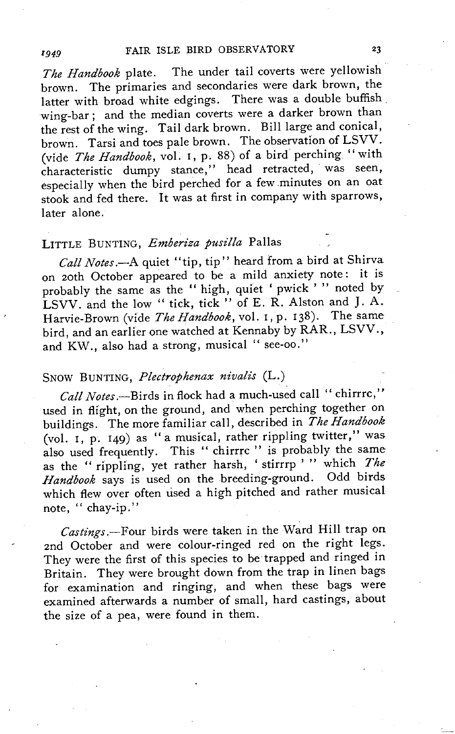*The Handbook* plate. The under tail coverts were yellowish brown. The primaries and secondaries were dark brown, the latter with broad white edgings. There was a double buffish wing-bar; and the median coverts were a darker brown than the rest of the wing. Tail dark brown. Bill large and conical, brown. Tarsi and toes pale brown. The observation of LSVV. (vide *The Handbook*, vol. 1, p. 88) of a bird perching "with characteristic dumpy stance," head retracted, was seen, especially when the bird perched for a few minutes on an oat stook and fed there. It was at first in company with sparrows, later alone.

## Little Bunting, *Emberiza pusilla* Pallas

*Call Notes.*—A quiet "tip, tip" heard from a bird at Shirva on 20th October appeared to be a mild anxiety note: it is probably the same as the "high, quiet 'pwick'" noted by LSVV. and the low "tick, tick" of E. R. Alston and J. A. Harvie-Brown (vide *The Handbook*, vol. 1, p. 138). The same bird, and an earlier one watched at Kennaby by RAR., LSVV., and KW., also had a strong, musical "see-oo."

## Snow Bunting, *Plectrophenax nivalis* (L.)

*Call Notes.*—Birds in flock had a much-used call "chirrrc," used in flight, on the ground, and when perching together on buildings. The more familiar call, described in *The Handbook* (vol. 1, p. 149) as "a musical, rather rippling twitter," was also used frequently. This "chirrrc" is probably the same as the "rippling, yet rather harsh, 'stirrrp'" which *The Handbook* says is used on the breeding-ground. Odd birds which flew over often used a high pitched and rather musical note, "chay-ip."

*Castings.*—Four birds were taken in the Ward Hill trap on 2nd October and were colour-ringed red on the right legs. They were the first of this species to be trapped and ringed in Britain. They were brought down from the trap in linen bags for examination and ringing, and when these bags were examined afterwards a number of small, hard castings, about the size of a pea, were found in them.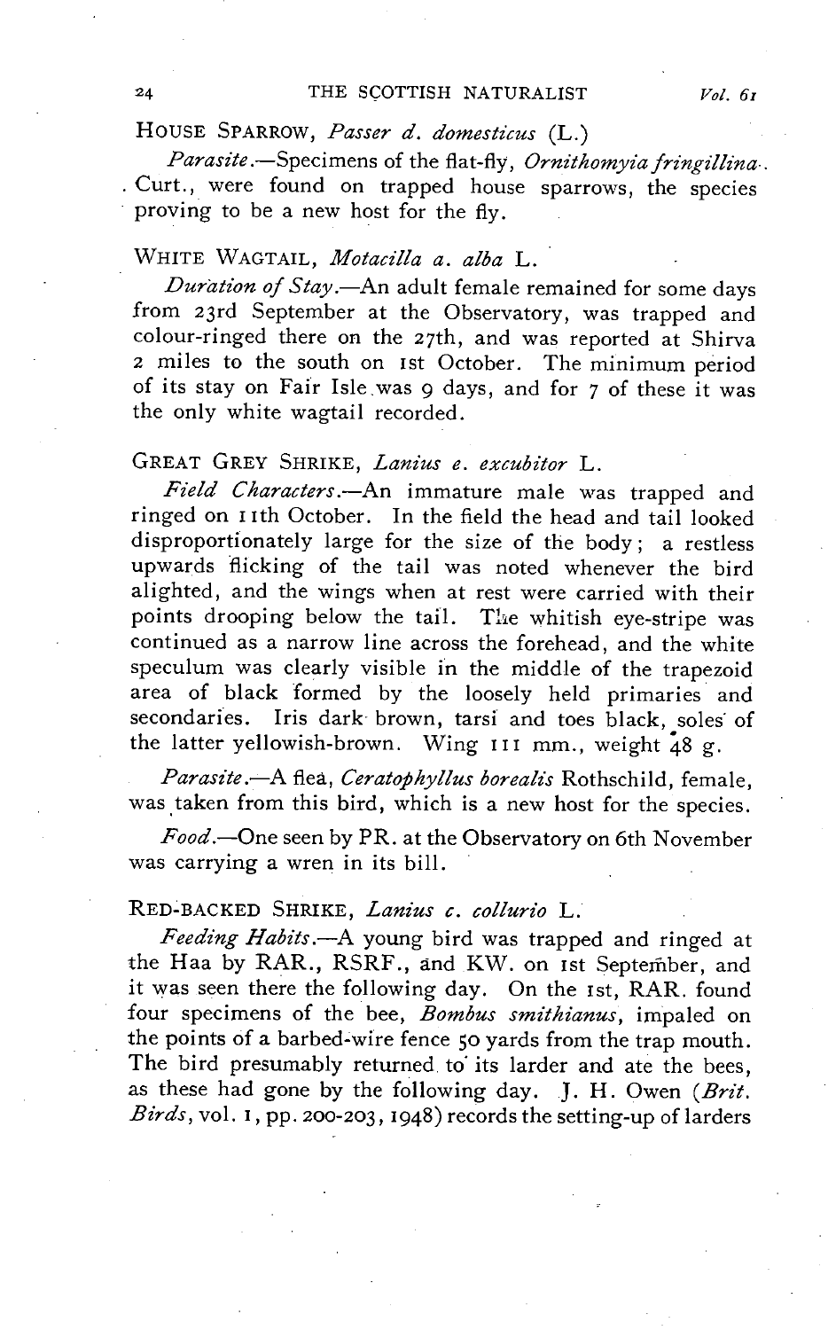HOUSE SPARROW, *Passer d. domesticus* (L.)

*Parasite*.—Specimens of the flat-fly, *Ornithomyia fringillina* Curt., were found on trapped house sparrows, the species proving to be a new host for the fly.

WHITE WAGTAIL, *Motacilla a. alba* L.

*Duration of Stay*.—An adult female remained for some days from 23rd September at the Observatory, was trapped and colour-ringed there on the 27th, and was reported at Shirva 2 miles to the south on 1st October. The minimum period of its stay on Fair Isle was 9 days, and for 7 of these it was the only white wagtail recorded.

GREAT GREY SHRIKE, *Lanius e. excubitor* L.

*Field Characters*.—An immature male was trapped and ringed on 11th October. In the field the head and tail looked disproportionately large for the size of the body; a restless upwards flicking of the tail was noted whenever the bird alighted, and the wings when at rest were carried with their points drooping below the tail. The whitish eye-stripe was continued as a narrow line across the forehead, and the white speculum was clearly visible in the middle of the trapezoid area of black formed by the loosely held primaries and secondaries. Iris dark brown, tarsi and toes black, soles of the latter yellowish-brown. Wing 111 mm., weight 48 g.

*Parasite*.—A flea, *Ceratophyllus borealis* Rothschild, female, was taken from this bird, which is a new host for the species.

*Food*.—One seen by PR. at the Observatory on 6th November was carrying a wren in its bill.

RED-BACKED SHRIKE, *Lanius c. collurio* L.

*Feeding Habits*.—A young bird was trapped and ringed at the Haa by RAR., RSRF., and KW. on 1st September, and it was seen there the following day. On the 1st, RAR. found four specimens of the bee, *Bombus smithianus*, impaled on the points of a barbed-wire fence 50 yards from the trap mouth. The bird presumably returned to its larder and ate the bees, as these had gone by the following day. J. H. Owen (*Brit. Birds*, vol. 1, pp. 200-203, 1948) records the setting-up of larders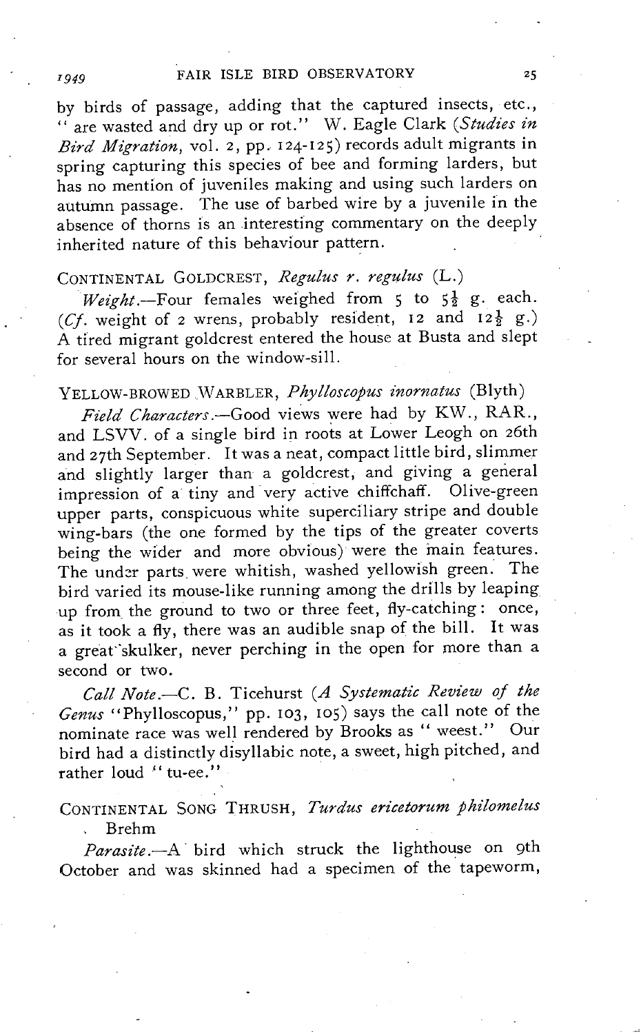by birds of passage, adding that the captured insects, etc., " are wasted and dry up or rot." W. Eagle Clark (*Studies in Bird Migration*, vol. 2, pp. 124-125) records adult migrants in spring capturing this species of bee and forming larders, but has no mention of juveniles making and using such larders on autumn passage. The use of barbed wire by a juvenile in the absence of thorns is an interesting commentary on the deeply inherited nature of this behaviour pattern.

CONTINENTAL GOLDCREST, *Regulus r. regulus* (L.)

*Weight*.—Four females weighed from 5 to 5½ g. each. (*Cf.* weight of 2 wrens, probably resident, 12 and 12½ g.) A tired migrant goldcrest entered the house at Busta and slept for several hours on the window-sill.

YELLOW-BROWED WARBLER, *Phylloscopus inornatus* (Blyth)

*Field Characters*.—Good views were had by KW., RAR., and LSVV. of a single bird in roots at Lower Leogh on 26th and 27th September. It was a neat, compact little bird, slimmer and slightly larger than a goldcrest, and giving a general impression of a tiny and very active chiffchaff. Olive-green upper parts, conspicuous white superciliary stripe and double wing-bars (the one formed by the tips of the greater coverts being the wider and more obvious) were the main features. The under parts were whitish, washed yellowish green. The bird varied its mouse-like running among the drills by leaping up from the ground to two or three feet, fly-catching: once, as it took a fly, there was an audible snap of the bill. It was a great skulker, never perching in the open for more than a second or two.

*Call Note*.—C. B. Ticehurst (*A Systematic Review of the Genus* "Phylloscopus," pp. 103, 105) says the call note of the nominate race was well rendered by Brooks as " weest." Our bird had a distinctly disyllabic note, a sweet, high pitched, and rather loud " tu-ee."

CONTINENTAL SONG THRUSH, *Turdus ericetorum philomelus* Brehm

*Parasite*.—A bird which struck the lighthouse on 9th October and was skinned had a specimen of the tapeworm,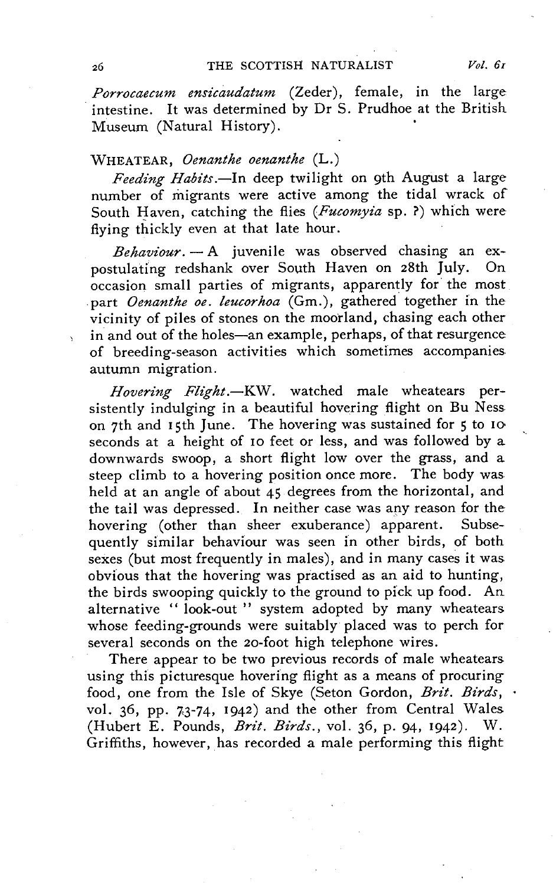*Porrocaecum ensicaudatum* (Zeder), female, in the large intestine. It was determined by Dr S. Prudhoe at the British Museum (Natural History).

WHEATEAR, *Oenanthe oenanthe* (L.)

*Feeding Habits*.—In deep twilight on 9th August a large number of migrants were active among the tidal wrack of South Haven, catching the flies (*Fucomyia* sp. ?) which were flying thickly even at that late hour.

*Behaviour*. — A juvenile was observed chasing an expostulating redshank over South Haven on 28th July. On occasion small parties of migrants, apparently for the most part *Oenanthe oe. leucorhoa* (Gm.), gathered together in the vicinity of piles of stones on the moorland, chasing each other in and out of the holes—an example, perhaps, of that resurgence of breeding-season activities which sometimes accompanies autumn migration.

*Hovering Flight*.—KW. watched male wheatears persistently indulging in a beautiful hovering flight on Bu Ness on 7th and 15th June. The hovering was sustained for 5 to 10 seconds at a height of 10 feet or less, and was followed by a downwards swoop, a short flight low over the grass, and a steep climb to a hovering position once more. The body was held at an angle of about 45 degrees from the horizontal, and the tail was depressed. In neither case was any reason for the hovering (other than sheer exuberance) apparent. Subsequently similar behaviour was seen in other birds, of both sexes (but most frequently in males), and in many cases it was obvious that the hovering was practised as an aid to hunting, the birds swooping quickly to the ground to pick up food. An alternative " look-out " system adopted by many wheatears whose feeding-grounds were suitably placed was to perch for several seconds on the 20-foot high telephone wires.

There appear to be two previous records of male wheatears using this picturesque hovering flight as a means of procuring food, one from the Isle of Skye (Seton Gordon, *Brit. Birds*, vol. 36, pp. 73-74, 1942) and the other from Central Wales (Hubert E. Pounds, *Brit. Birds*., vol. 36, p. 94, 1942). W. Griffiths, however, has recorded a male performing this flight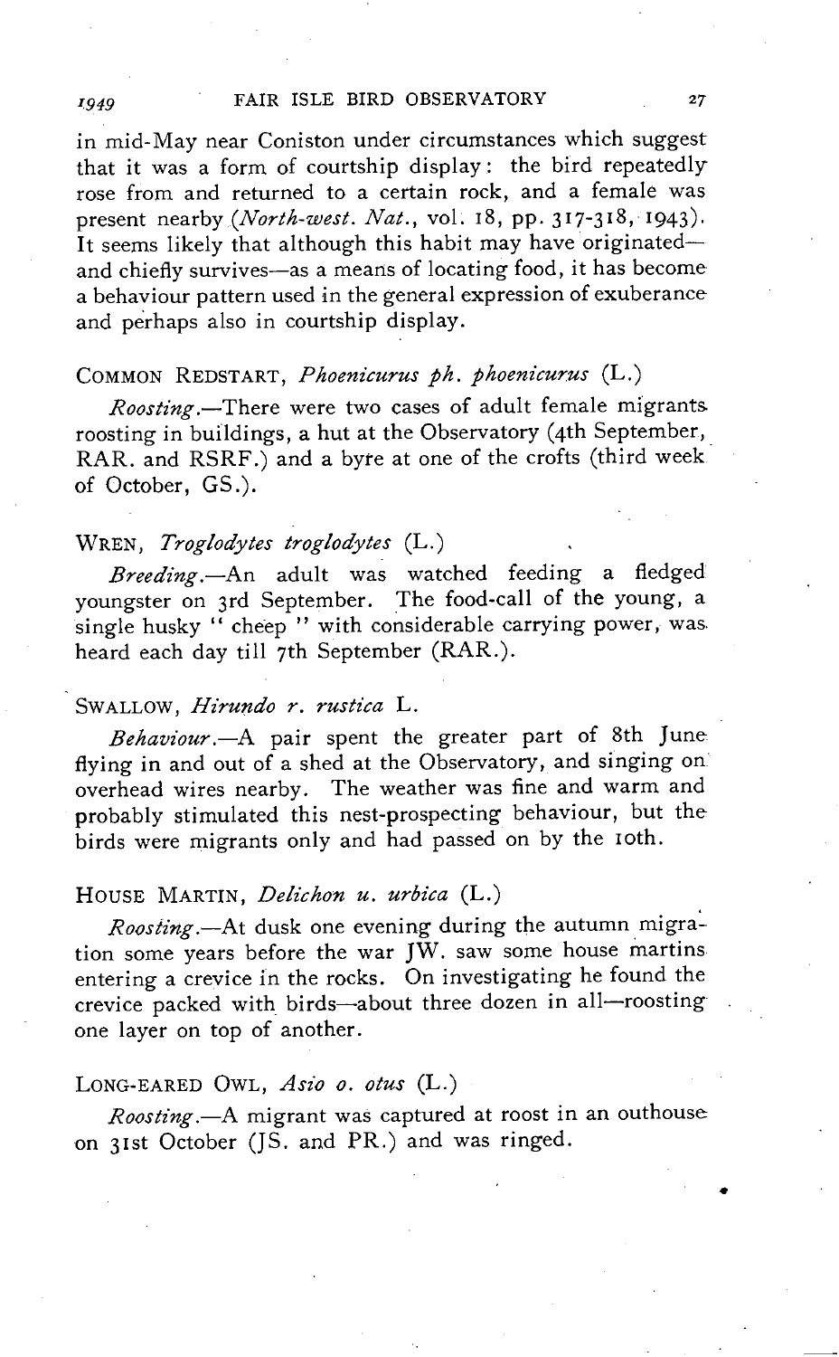in mid-May near Coniston under circumstances which suggest that it was a form of courtship display: the bird repeatedly rose from and returned to a certain rock, and a female was present nearby (*North-west. Nat.*, vol. 18, pp. 317-318, 1943). It seems likely that although this habit may have originated—and chiefly survives—as a means of locating food, it has become a behaviour pattern used in the general expression of exuberance and perhaps also in courtship display.

### COMMON REDSTART, *Phoenicurus ph. phoenicurus* (L.)

*Roosting*.—There were two cases of adult female migrants roosting in buildings, a hut at the Observatory (4th September, RAR. and RSRF.) and a byre at one of the crofts (third week of October, GS.).

### WREN, *Troglodytes troglodytes* (L.)

*Breeding*.—An adult was watched feeding a fledged youngster on 3rd September. The food-call of the young, a single husky " cheep " with considerable carrying power, was heard each day till 7th September (RAR.).

### SWALLOW, *Hirundo r. rustica* L.

*Behaviour*.—A pair spent the greater part of 8th June flying in and out of a shed at the Observatory, and singing on overhead wires nearby. The weather was fine and warm and probably stimulated this nest-prospecting behaviour, but the birds were migrants only and had passed on by the 10th.

### HOUSE MARTIN, *Delichon u. urbica* (L.)

*Roosting*.—At dusk one evening during the autumn migration some years before the war JW. saw some house martins entering a crevice in the rocks. On investigating he found the crevice packed with birds—about three dozen in all—roosting one layer on top of another.

### LONG-EARED OWL, *Asio o. otus* (L.)

*Roosting*.—A migrant was captured at roost in an outhouse on 31st October (JS. and PR.) and was ringed.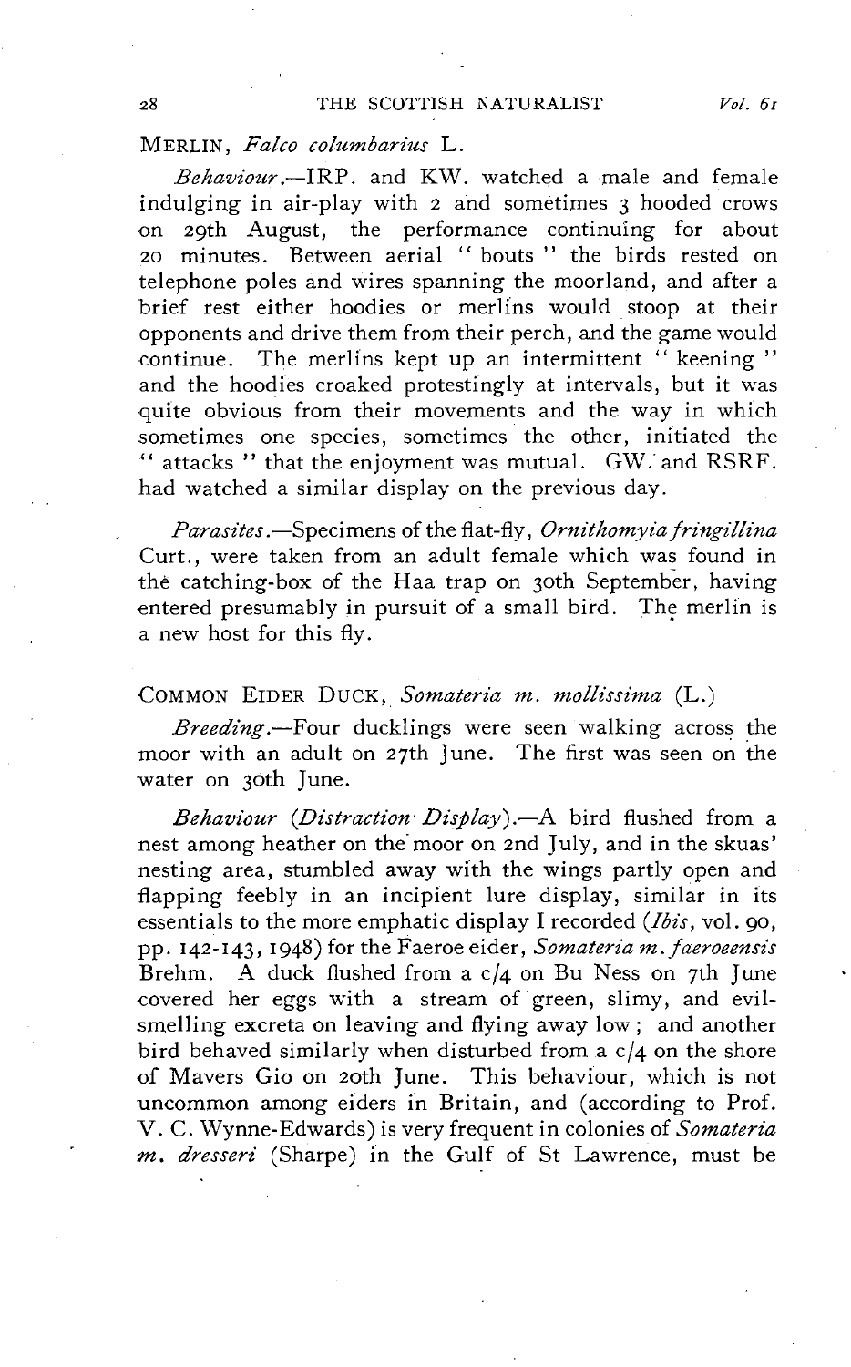MERLIN, *Falco columbarius* L.

*Behaviour*.—IRP. and KW. watched a male and female indulging in air-play with 2 and sometimes 3 hooded crows on 29th August, the performance continuing for about 20 minutes. Between aerial "bouts" the birds rested on telephone poles and wires spanning the moorland, and after a brief rest either hoodies or merlins would stoop at their opponents and drive them from their perch, and the game would continue. The merlins kept up an intermittent "keening" and the hoodies croaked protestingly at intervals, but it was quite obvious from their movements and the way in which sometimes one species, sometimes the other, initiated the "attacks" that the enjoyment was mutual. GW. and RSRF. had watched a similar display on the previous day.

*Parasites*.—Specimens of the flat-fly, *Ornithomyia fringillina* Curt., were taken from an adult female which was found in the catching-box of the Haa trap on 30th September, having entered presumably in pursuit of a small bird. The merlin is a new host for this fly.

COMMON EIDER DUCK, *Somateria m. mollissima* (L.)

*Breeding*.—Four ducklings were seen walking across the moor with an adult on 27th June. The first was seen on the water on 30th June.

*Behaviour (Distraction Display)*.—A bird flushed from a nest among heather on the moor on 2nd July, and in the skuas' nesting area, stumbled away with the wings partly open and flapping feebly in an incipient lure display, similar in its essentials to the more emphatic display I recorded (*Ibis*, vol. 90, pp. 142-143, 1948) for the Faeroe eider, *Somateria m. faeroeensis* Brehm. A duck flushed from a c/4 on Bu Ness on 7th June covered her eggs with a stream of green, slimy, and evil-smelling excreta on leaving and flying away low; and another bird behaved similarly when disturbed from a c/4 on the shore of Mavers Gio on 20th June. This behaviour, which is not uncommon among eiders in Britain, and (according to Prof. V. C. Wynne-Edwards) is very frequent in colonies of *Somateria m. dresseri* (Sharpe) in the Gulf of St Lawrence, must be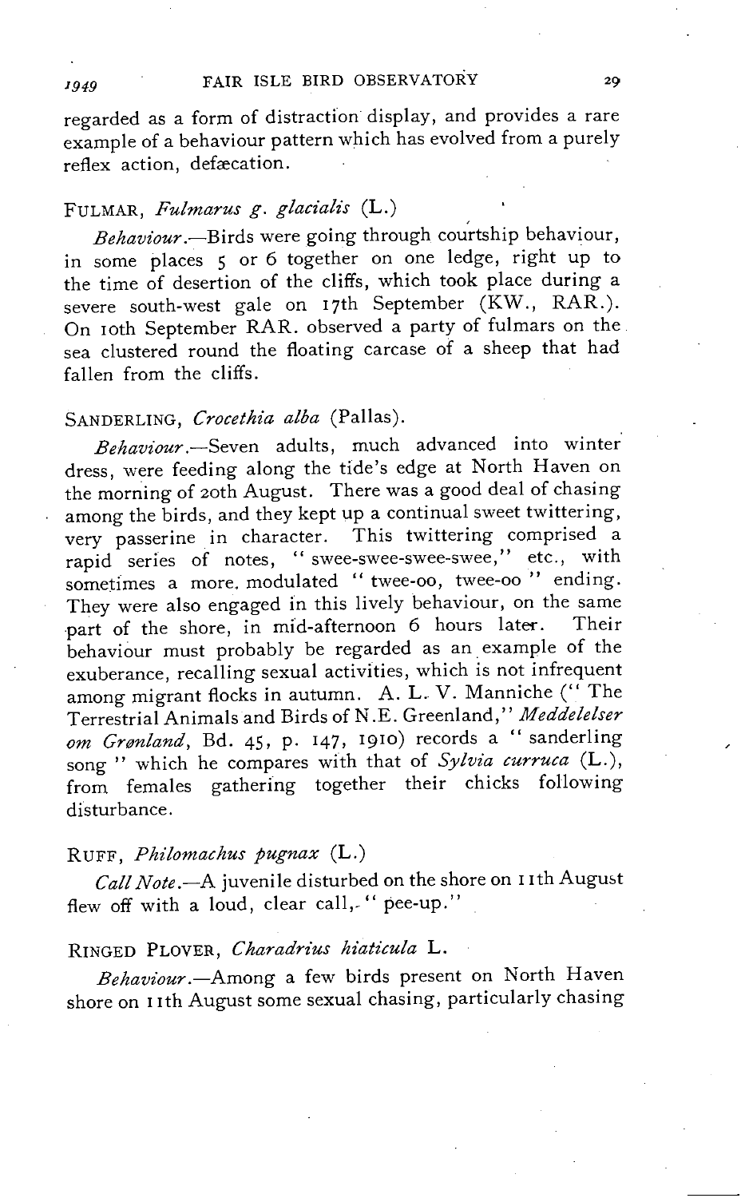regarded as a form of distraction display, and provides a rare example of a behaviour pattern which has evolved from a purely reflex action, defæcation.

### FULMAR, *Fulmarus g. glacialis* (L.)

*Behaviour.*—Birds were going through courtship behaviour, in some places 5 or 6 together on one ledge, right up to the time of desertion of the cliffs, which took place during a severe south-west gale on 17th September (KW., RAR.). On 10th September RAR. observed a party of fulmars on the sea clustered round the floating carcase of a sheep that had fallen from the cliffs.

### SANDERLING, *Crocethia alba* (Pallas).

*Behaviour.*—Seven adults, much advanced into winter dress, were feeding along the tide's edge at North Haven on the morning of 20th August. There was a good deal of chasing among the birds, and they kept up a continual sweet twittering, very passerine in character. This twittering comprised a rapid series of notes, "swee-swee-swee-swee," etc., with sometimes a more modulated "twee-oo, twee-oo" ending. They were also engaged in this lively behaviour, on the same part of the shore, in mid-afternoon 6 hours later. Their behaviour must probably be regarded as an example of the exuberance, recalling sexual activities, which is not infrequent among migrant flocks in autumn. A. L. V. Manniche ("The Terrestrial Animals and Birds of N.E. Greenland," *Meddelelser om Grønland*, Bd. 45, p. 147, 1910) records a "sanderling song" which he compares with that of *Sylvia curruca* (L.), from females gathering together their chicks following disturbance.

### RUFF, *Philomachus pugnax* (L.)

*Call Note.*—A juvenile disturbed on the shore on 11th August flew off with a loud, clear call, "pee-up."

### RINGED PLOVER, *Charadrius hiaticula* L.

*Behaviour.*—Among a few birds present on North Haven shore on 11th August some sexual chasing, particularly chasing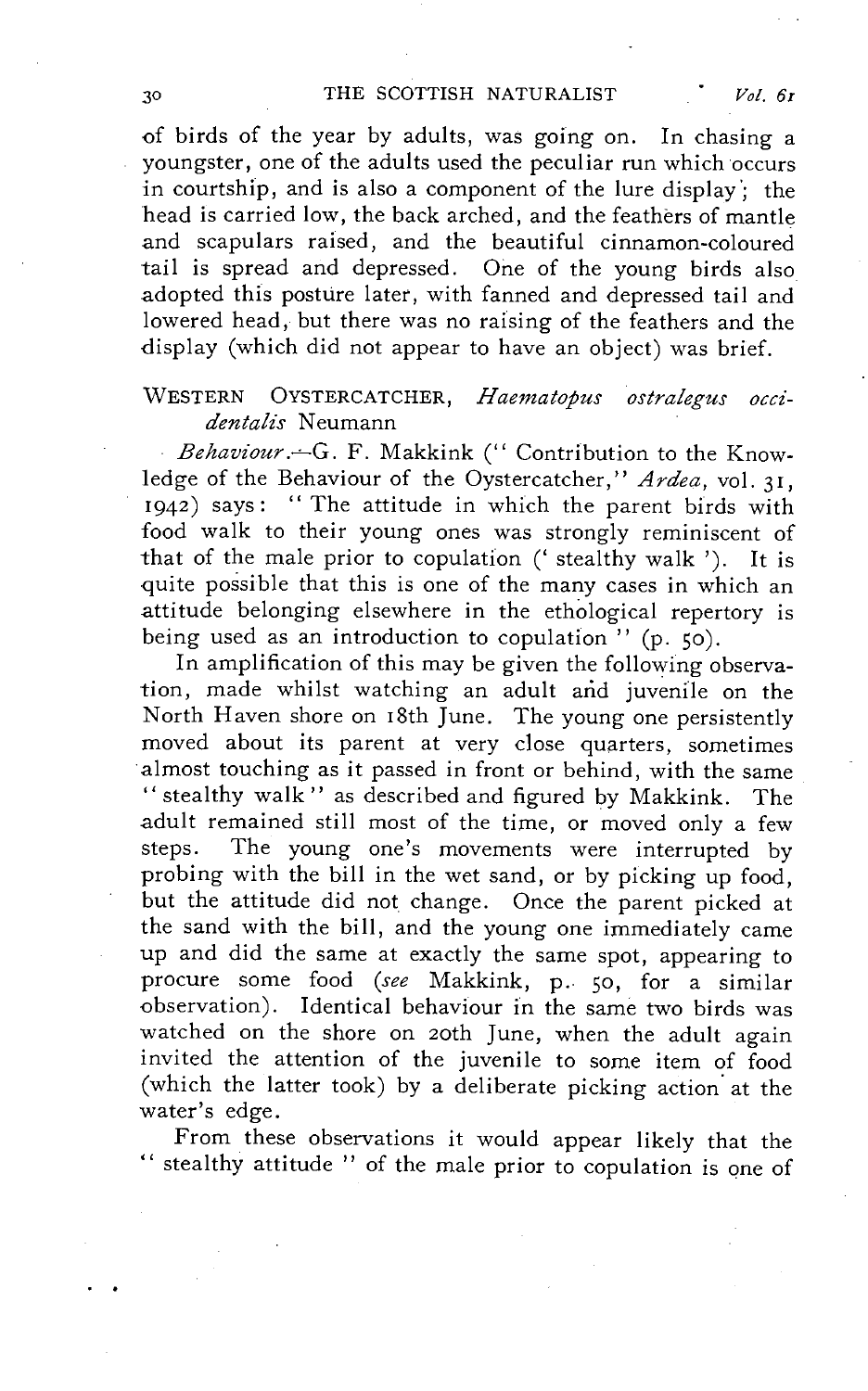of birds of the year by adults, was going on. In chasing a youngster, one of the adults used the peculiar run which occurs in courtship, and is also a component of the lure display; the head is carried low, the back arched, and the feathers of mantle and scapulars raised, and the beautiful cinnamon-coloured tail is spread and depressed. One of the young birds also adopted this posture later, with fanned and depressed tail and lowered head, but there was no raising of the feathers and the display (which did not appear to have an object) was brief.

WESTERN OYSTERCATCHER, *Haematopus ostralegus occidentalis* Neumann

*Behaviour.*—G. F. Makkink ("Contribution to the Knowledge of the Behaviour of the Oystercatcher," *Ardea*, vol. 31, 1942) says: "The attitude in which the parent birds with food walk to their young ones was strongly reminiscent of that of the male prior to copulation ('stealthy walk'). It is quite possible that this is one of the many cases in which an attitude belonging elsewhere in the ethological repertory is being used as an introduction to copulation" (p. 50).

In amplification of this may be given the following observation, made whilst watching an adult and juvenile on the North Haven shore on 18th June. The young one persistently moved about its parent at very close quarters, sometimes almost touching as it passed in front or behind, with the same "stealthy walk" as described and figured by Makkink. The adult remained still most of the time, or moved only a few steps. The young one's movements were interrupted by probing with the bill in the wet sand, or by picking up food, but the attitude did not change. Once the parent picked at the sand with the bill, and the young one immediately came up and did the same at exactly the same spot, appearing to procure some food (*see* Makkink, p. 50, for a similar observation). Identical behaviour in the same two birds was watched on the shore on 20th June, when the adult again invited the attention of the juvenile to some item of food (which the latter took) by a deliberate picking action at the water's edge.

From these observations it would appear likely that the "stealthy attitude" of the male prior to copulation is one of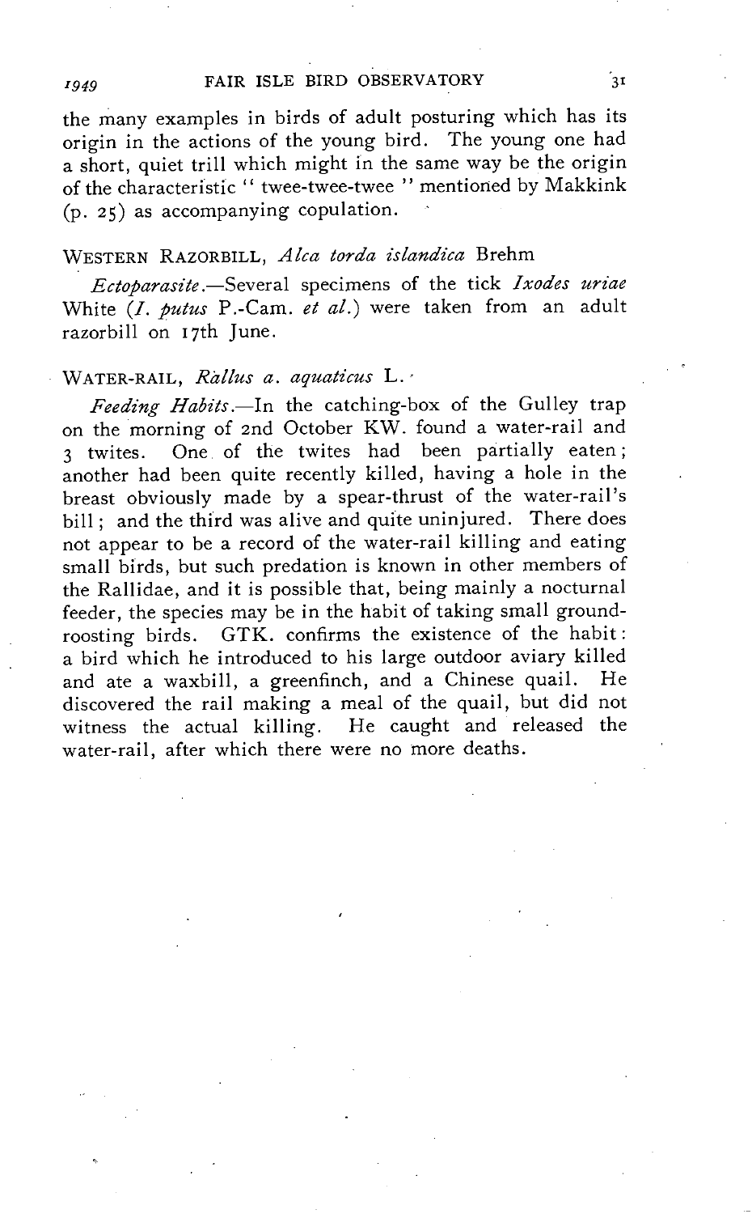the many examples in birds of adult posturing which has its origin in the actions of the young bird. The young one had a short, quiet trill which might in the same way be the origin of the characteristic " twee-twee-twee " mentioned by Makkink (p. 25) as accompanying copulation.

### WESTERN RAZORBILL, *Alca torda islandica* Brehm

*Ectoparasite.*—Several specimens of the tick *Ixodes uriae* White (*I. putus* P.-Cam. *et al.*) were taken from an adult razorbill on 17th June.

### WATER-RAIL, *Rallus a. aquaticus* L.

*Feeding Habits.*—In the catching-box of the Gulley trap on the morning of 2nd October KW. found a water-rail and 3 twites. One of the twites had been partially eaten; another had been quite recently killed, having a hole in the breast obviously made by a spear-thrust of the water-rail's bill; and the third was alive and quite uninjured. There does not appear to be a record of the water-rail killing and eating small birds, but such predation is known in other members of the Rallidae, and it is possible that, being mainly a nocturnal feeder, the species may be in the habit of taking small ground-roosting birds. GTK. confirms the existence of the habit: a bird which he introduced to his large outdoor aviary killed and ate a waxbill, a greenfinch, and a Chinese quail. He discovered the rail making a meal of the quail, but did not witness the actual killing. He caught and released the water-rail, after which there were no more deaths.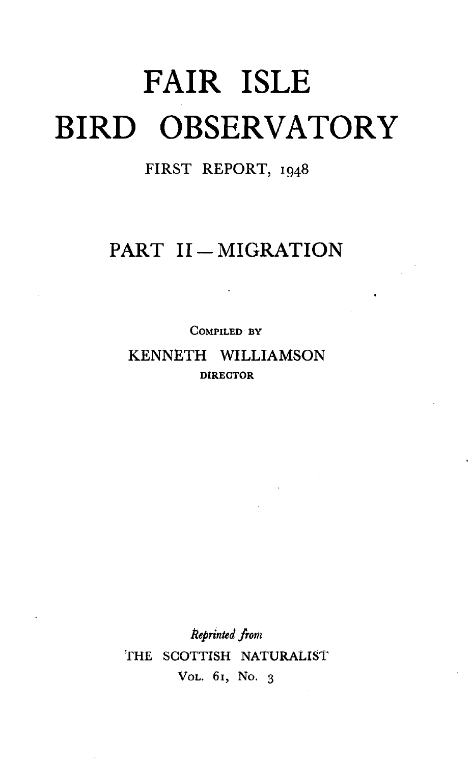# FAIR ISLE BIRD OBSERVATORY

FIRST REPORT, 1948

## PART II — MIGRATION

COMPILED BY

KENNETH WILLIAMSON

DIRECTOR

*Reprinted from*

THE SCOTTISH NATURALIST

VOL. 61, NO. 3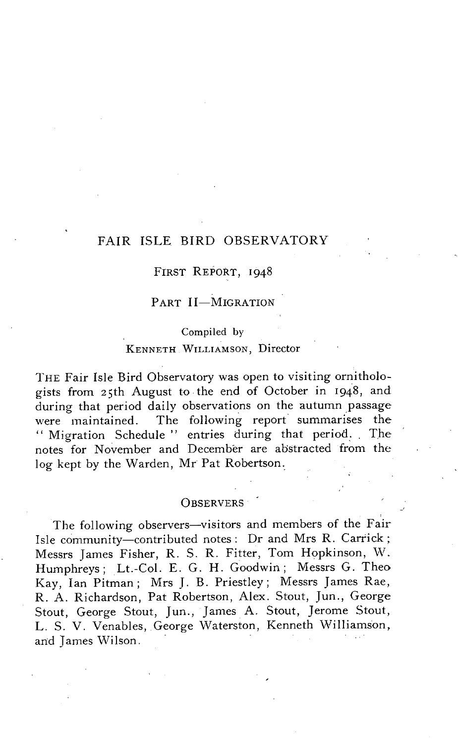# FAIR ISLE BIRD OBSERVATORY

## FIRST REPORT, 1948

## PART II—MIGRATION

Compiled by
KENNETH WILLIAMSON, Director

THE Fair Isle Bird Observatory was open to visiting ornithologists from 25th August to the end of October in 1948, and during that period daily observations on the autumn passage were maintained. The following report summarises the "Migration Schedule" entries during that period. The notes for November and December are abstracted from the log kept by the Warden, Mr Pat Robertson.

### OBSERVERS

The following observers—visitors and members of the Fair Isle community—contributed notes: Dr and Mrs R. Carrick; Messrs James Fisher, R. S. R. Fitter, Tom Hopkinson, W. Humphreys; Lt.-Col. E. G. H. Goodwin; Messrs G. Theo Kay, Ian Pitman; Mrs J. B. Priestley; Messrs James Rae, R. A. Richardson, Pat Robertson, Alex. Stout, Jun., George Stout, George Stout, Jun., James A. Stout, Jerome Stout, L. S. V. Venables, George Waterston, Kenneth Williamson, and James Wilson.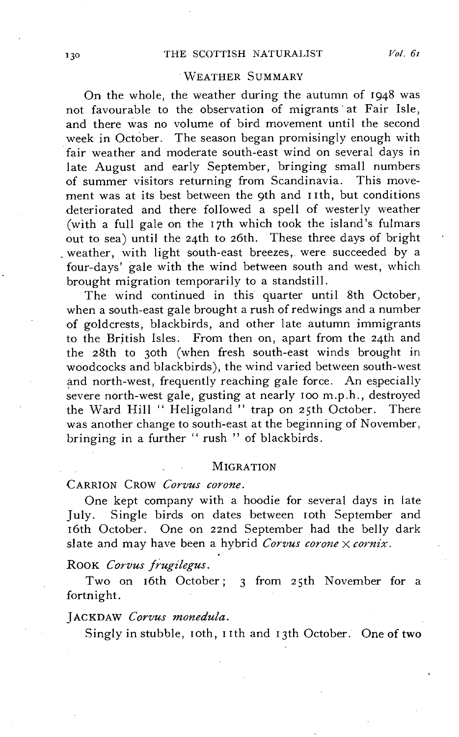## WEATHER SUMMARY

On the whole, the weather during the autumn of 1948 was not favourable to the observation of migrants at Fair Isle, and there was no volume of bird movement until the second week in October. The season began promisingly enough with fair weather and moderate south-east wind on several days in late August and early September, bringing small numbers of summer visitors returning from Scandinavia. This movement was at its best between the 9th and 11th, but conditions deteriorated and there followed a spell of westerly weather (with a full gale on the 17th which took the island's fulmars out to sea) until the 24th to 26th. These three days of bright weather, with light south-east breezes, were succeeded by a four-days' gale with the wind between south and west, which brought migration temporarily to a standstill.

The wind continued in this quarter until 8th October, when a south-east gale brought a rush of redwings and a number of goldcrests, blackbirds, and other late autumn immigrants to the British Isles. From then on, apart from the 24th and the 28th to 30th (when fresh south-east winds brought in woodcocks and blackbirds), the wind varied between south-west and north-west, frequently reaching gale force. An especially severe north-west gale, gusting at nearly 100 m.p.h., destroyed the Ward Hill "Heligoland" trap on 25th October. There was another change to south-east at the beginning of November, bringing in a further "rush" of blackbirds.

## MIGRATION

CARRION CROW *Corvus corone*.

One kept company with a hoodie for several days in late July. Single birds on dates between 10th September and 16th October. One on 22nd September had the belly dark slate and may have been a hybrid *Corvus corone × cornix*.

ROOK *Corvus frugilegus*.

Two on 16th October; 3 from 25th November for a fortnight.

JACKDAW *Corvus monedula*.

Singly in stubble, 10th, 11th and 13th October. One of two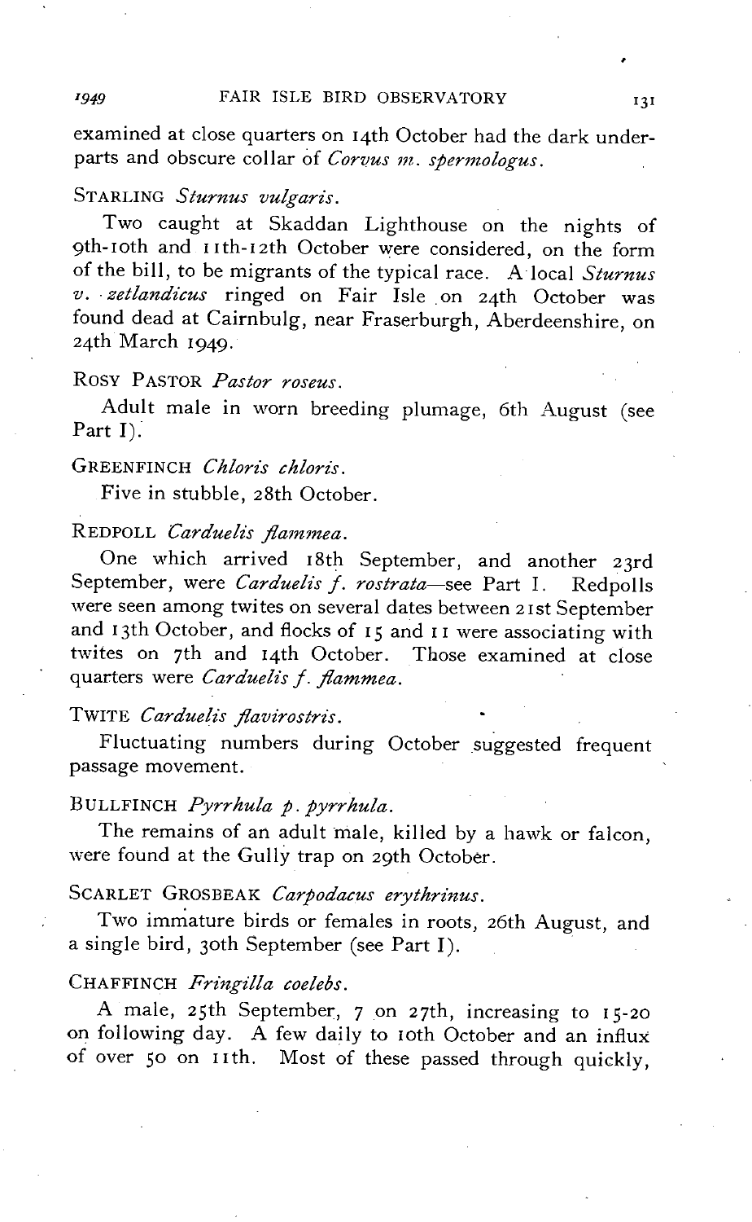examined at close quarters on 14th October had the dark underparts and obscure collar of *Corvus m. spermologus*.

STARLING *Sturnus vulgaris*.

Two caught at Skaddan Lighthouse on the nights of 9th-10th and 11th-12th October were considered, on the form of the bill, to be migrants of the typical race. A local *Sturnus v. zetlandicus* ringed on Fair Isle on 24th October was found dead at Cairnbulg, near Fraserburgh, Aberdeenshire, on 24th March 1949.

ROSY PASTOR *Pastor roseus*.

Adult male in worn breeding plumage, 6th August (see Part I).

GREENFINCH *Chloris chloris*.

Five in stubble, 28th October.

REDPOLL *Carduelis flammea*.

One which arrived 18th September, and another 23rd September, were *Carduelis f. rostrata*—see Part I. Redpolls were seen among twites on several dates between 21st September and 13th October, and flocks of 15 and 11 were associating with twites on 7th and 14th October. Those examined at close quarters were *Carduelis f. flammea*.

TWITE *Carduelis flavirostris*.

Fluctuating numbers during October suggested frequent passage movement.

BULLFINCH *Pyrrhula p. pyrrhula*.

The remains of an adult male, killed by a hawk or falcon, were found at the Gully trap on 29th October.

SCARLET GROSBEAK *Carpodacus erythrinus*.

Two immature birds or females in roots, 26th August, and a single bird, 30th September (see Part I).

CHAFFINCH *Fringilla coelebs*.

A male, 25th September, 7 on 27th, increasing to 15-20 on following day. A few daily to 10th October and an influx of over 50 on 11th. Most of these passed through quickly,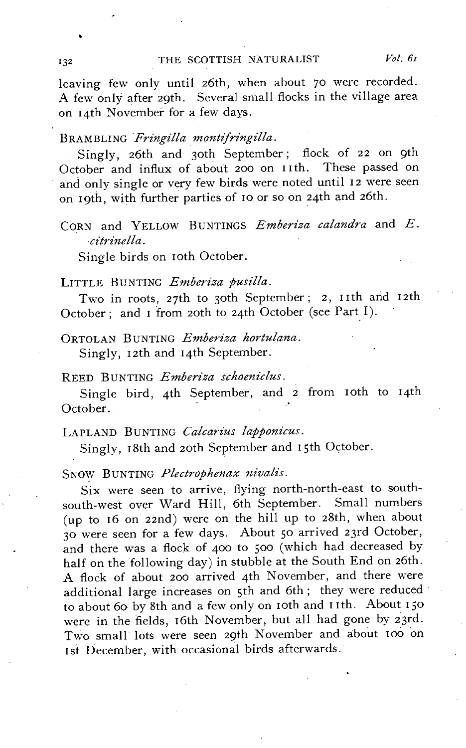leaving few only until 26th, when about 70 were recorded. A few only after 29th. Several small flocks in the village area on 14th November for a few days.

BRAMBLING *Fringilla montifringilla*.

Singly, 26th and 30th September; flock of 22 on 9th October and influx of about 200 on 11th. These passed on and only single or very few birds were noted until 12 were seen on 19th, with further parties of 10 or so on 24th and 26th.

CORN and YELLOW BUNTINGS *Emberiza calandra* and *E. citrinella*.

Single birds on 10th October.

LITTLE BUNTING *Emberiza pusilla*.

Two in roots, 27th to 30th September; 2, 11th and 12th October; and 1 from 20th to 24th October (see Part I).

ORTOLAN BUNTING *Emberiza hortulana*.

Singly, 12th and 14th September.

REED BUNTING *Emberiza schoeniclus*.

Single bird, 4th September, and 2 from 10th to 14th October.

LAPLAND BUNTING *Calcarius lapponicus*.

Singly, 18th and 20th September and 15th October.

SNOW BUNTING *Plectrophenax nivalis*.

Six were seen to arrive, flying north-north-east to south-south-west over Ward Hill, 6th September. Small numbers (up to 16 on 22nd) were on the hill up to 28th, when about 30 were seen for a few days. About 50 arrived 23rd October, and there was a flock of 400 to 500 (which had decreased by half on the following day) in stubble at the South End on 26th. A flock of about 200 arrived 4th November, and there were additional large increases on 5th and 6th; they were reduced to about 60 by 8th and a few only on 10th and 11th. About 150 were in the fields, 16th November, but all had gone by 23rd. Two small lots were seen 29th November and about 100 on 1st December, with occasional birds afterwards.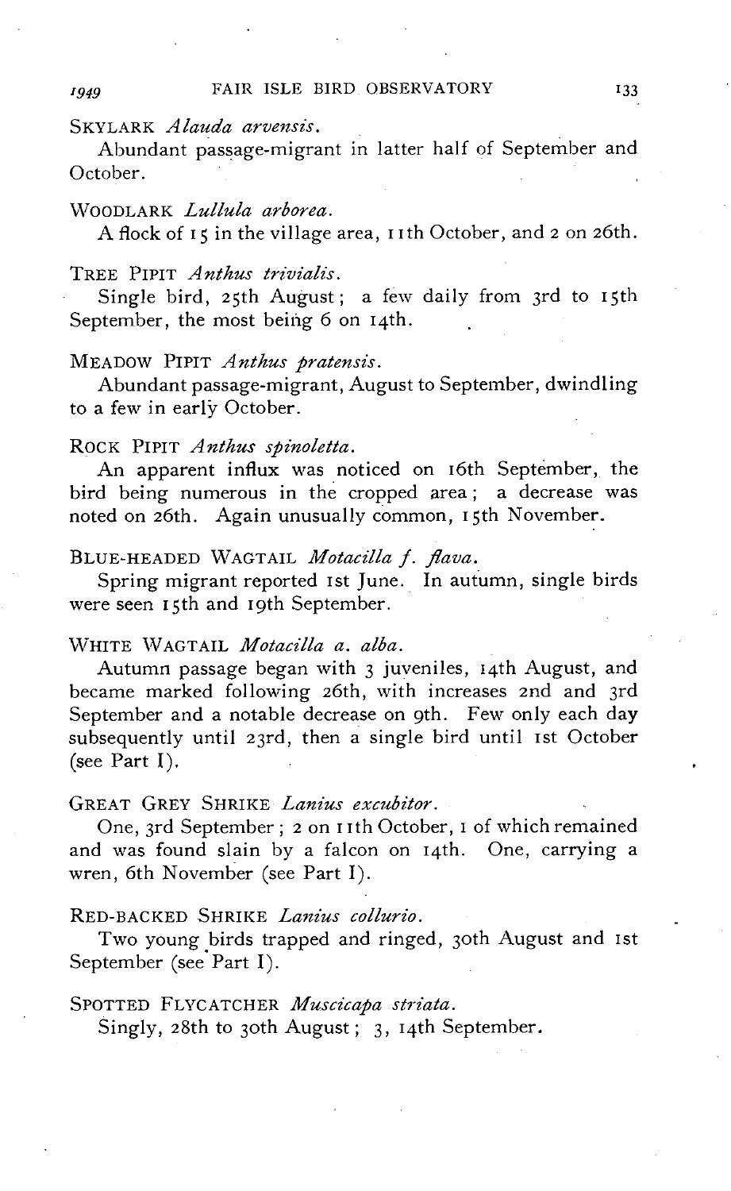SKYLARK *Alauda arvensis*.

Abundant passage-migrant in latter half of September and October.

WOODLARK *Lullula arborea*.

A flock of 15 in the village area, 11th October, and 2 on 26th.

TREE PIPIT *Anthus trivialis*.

Single bird, 25th August; a few daily from 3rd to 15th September, the most being 6 on 14th.

MEADOW PIPIT *Anthus pratensis*.

Abundant passage-migrant, August to September, dwindling to a few in early October.

ROCK PIPIT *Anthus spinoletta*.

An apparent influx was noticed on 16th September, the bird being numerous in the cropped area; a decrease was noted on 26th. Again unusually common, 15th November.

BLUE-HEADED WAGTAIL *Motacilla f. flava*.

Spring migrant reported 1st June. In autumn, single birds were seen 15th and 19th September.

WHITE WAGTAIL *Motacilla a. alba*.

Autumn passage began with 3 juveniles, 14th August, and became marked following 26th, with increases 2nd and 3rd September and a notable decrease on 9th. Few only each day subsequently until 23rd, then a single bird until 1st October (see Part I).

GREAT GREY SHRIKE *Lanius excubitor*.

One, 3rd September; 2 on 11th October, 1 of which remained and was found slain by a falcon on 14th. One, carrying a wren, 6th November (see Part I).

RED-BACKED SHRIKE *Lanius collurio*.

Two young birds trapped and ringed, 30th August and 1st September (see Part I).

SPOTTED FLYCATCHER *Muscicapa striata*.

Singly, 28th to 30th August; 3, 14th September.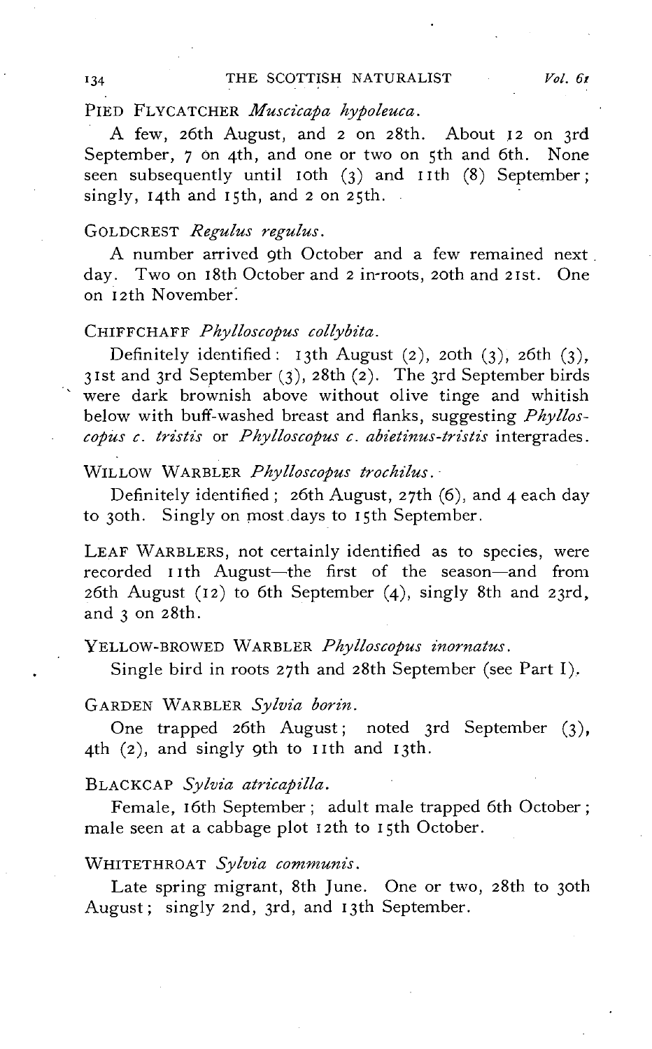PIED FLYCATCHER *Muscicapa hypoleuca*.

A few, 26th August, and 2 on 28th. About 12 on 3rd September, 7 on 4th, and one or two on 5th and 6th. None seen subsequently until 10th (3) and 11th (8) September; singly, 14th and 15th, and 2 on 25th.

GOLDCREST *Regulus regulus*.

A number arrived 9th October and a few remained next day. Two on 18th October and 2 in roots, 20th and 21st. One on 12th November.

CHIFFCHAFF *Phylloscopus collybita*.

Definitely identified: 13th August (2), 20th (3), 26th (3), 31st and 3rd September (3), 28th (2). The 3rd September birds were dark brownish above without olive tinge and whitish below with buff-washed breast and flanks, suggesting *Phylloscopus c. tristis* or *Phylloscopus c. abietinus-tristis* intergrades.

WILLOW WARBLER *Phylloscopus trochilus*.

Definitely identified; 26th August, 27th (6), and 4 each day to 30th. Singly on most days to 15th September.

LEAF WARBLERS, not certainly identified as to species, were recorded 11th August—the first of the season—and from 26th August (12) to 6th September (4), singly 8th and 23rd, and 3 on 28th.

YELLOW-BROWED WARBLER *Phylloscopus inornatus*.

Single bird in roots 27th and 28th September (see Part I).

GARDEN WARBLER *Sylvia borin*.

One trapped 26th August; noted 3rd September (3), 4th (2), and singly 9th to 11th and 13th.

BLACKCAP *Sylvia atricapilla*.

Female, 16th September; adult male trapped 6th October; male seen at a cabbage plot 12th to 15th October.

WHITETHROAT *Sylvia communis*.

Late spring migrant, 8th June. One or two, 28th to 30th August; singly 2nd, 3rd, and 13th September.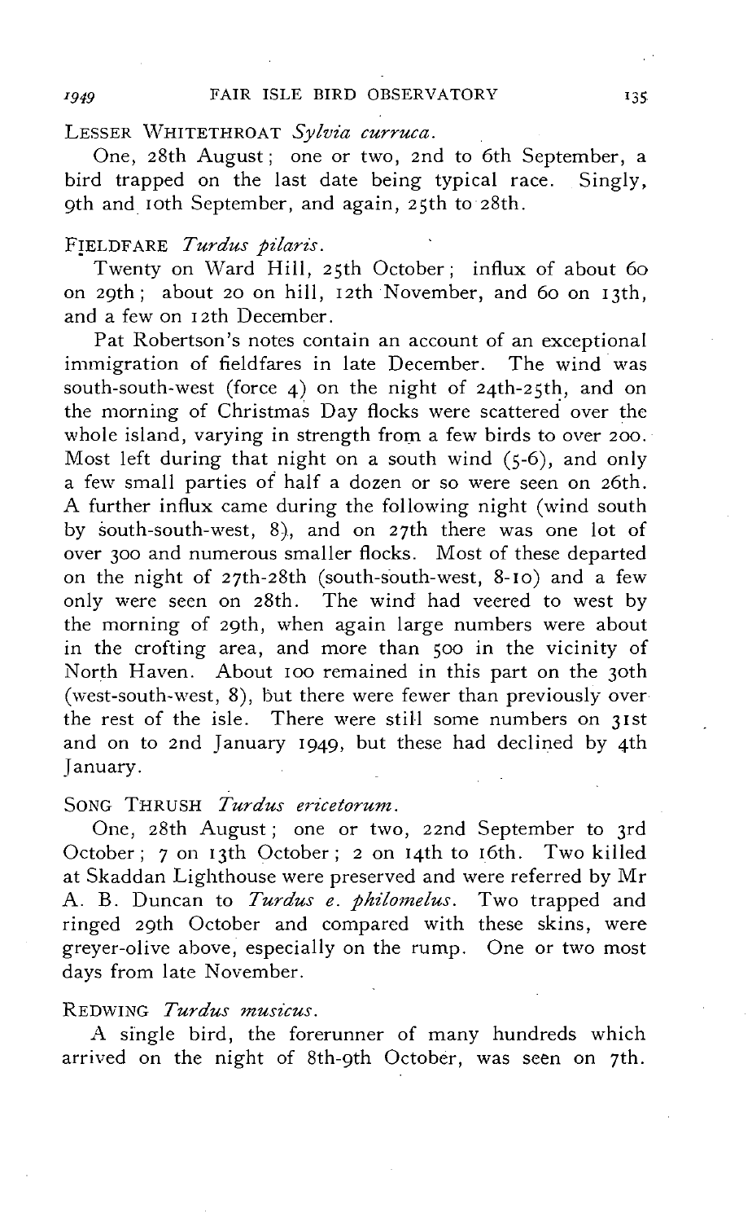LESSER WHITETHROAT *Sylvia curruca*.

One, 28th August; one or two, 2nd to 6th September, a bird trapped on the last date being typical race. Singly, 9th and 10th September, and again, 25th to 28th.

FIELDFARE *Turdus pilaris*.

Twenty on Ward Hill, 25th October; influx of about 60 on 29th; about 20 on hill, 12th November, and 60 on 13th, and a few on 12th December.

Pat Robertson's notes contain an account of an exceptional immigration of fieldfares in late December. The wind was south-south-west (force 4) on the night of 24th-25th, and on the morning of Christmas Day flocks were scattered over the whole island, varying in strength from a few birds to over 200. Most left during that night on a south wind (5-6), and only a few small parties of half a dozen or so were seen on 26th. A further influx came during the following night (wind south by south-south-west, 8), and on 27th there was one lot of over 300 and numerous smaller flocks. Most of these departed on the night of 27th-28th (south-south-west, 8-10) and a few only were seen on 28th. The wind had veered to west by the morning of 29th, when again large numbers were about in the crofting area, and more than 500 in the vicinity of North Haven. About 100 remained in this part on the 30th (west-south-west, 8), but there were fewer than previously over the rest of the isle. There were still some numbers on 31st and on to 2nd January 1949, but these had declined by 4th January.

SONG THRUSH *Turdus ericetorum*.

One, 28th August; one or two, 22nd September to 3rd October; 7 on 13th October; 2 on 14th to 16th. Two killed at Skaddan Lighthouse were preserved and were referred by Mr A. B. Duncan to *Turdus e. philomelus*. Two trapped and ringed 29th October and compared with these skins, were greyer-olive above, especially on the rump. One or two most days from late November.

REDWING *Turdus musicus*.

A single bird, the forerunner of many hundreds which arrived on the night of 8th-9th October, was seen on 7th.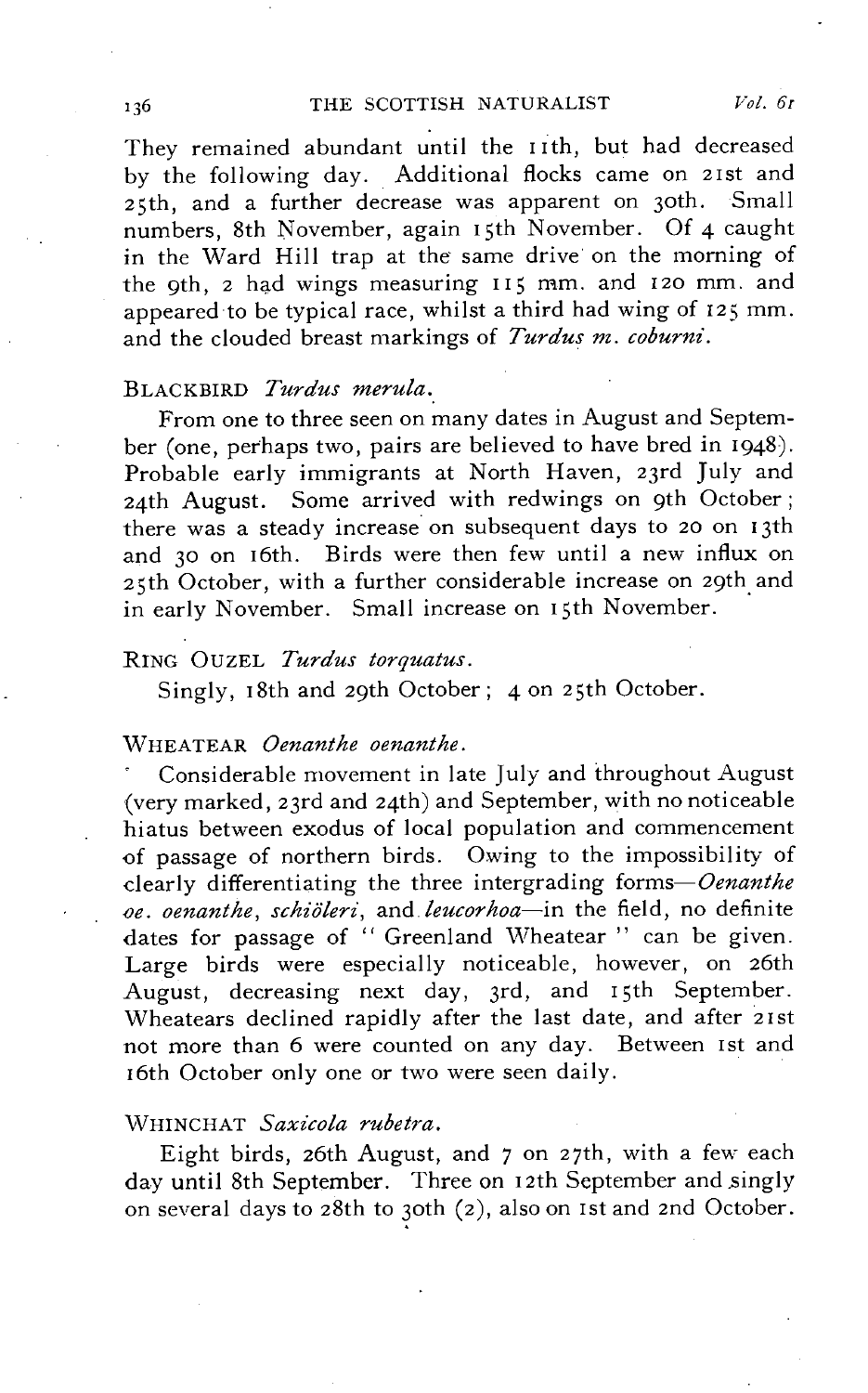They remained abundant until the 11th, but had decreased by the following day. Additional flocks came on 21st and 25th, and a further decrease was apparent on 30th. Small numbers, 8th November, again 15th November. Of 4 caught in the Ward Hill trap at the same drive on the morning of the 9th, 2 had wings measuring 115 mm. and 120 mm. and appeared to be typical race, whilst a third had wing of 125 mm. and the clouded breast markings of *Turdus m. coburni*.

BLACKBIRD *Turdus merula*.

From one to three seen on many dates in August and September (one, perhaps two, pairs are believed to have bred in 1948). Probable early immigrants at North Haven, 23rd July and 24th August. Some arrived with redwings on 9th October; there was a steady increase on subsequent days to 20 on 13th and 30 on 16th. Birds were then few until a new influx on 25th October, with a further considerable increase on 29th and in early November. Small increase on 15th November.

RING OUZEL *Turdus torquatus*.

Singly, 18th and 29th October; 4 on 25th October.

WHEATEAR *Oenanthe oenanthe*.

Considerable movement in late July and throughout August (very marked, 23rd and 24th) and September, with no noticeable hiatus between exodus of local population and commencement of passage of northern birds. Owing to the impossibility of clearly differentiating the three intergrading forms—*Oenanthe oe. oenanthe*, *schiöleri*, and *leucorhoa*—in the field, no definite dates for passage of "Greenland Wheatear" can be given. Large birds were especially noticeable, however, on 26th August, decreasing next day, 3rd, and 15th September. Wheatears declined rapidly after the last date, and after 21st not more than 6 were counted on any day. Between 1st and 16th October only one or two were seen daily.

WHINCHAT *Saxicola rubetra*.

Eight birds, 26th August, and 7 on 27th, with a few each day until 8th September. Three on 12th September and singly on several days to 28th to 30th (2), also on 1st and 2nd October.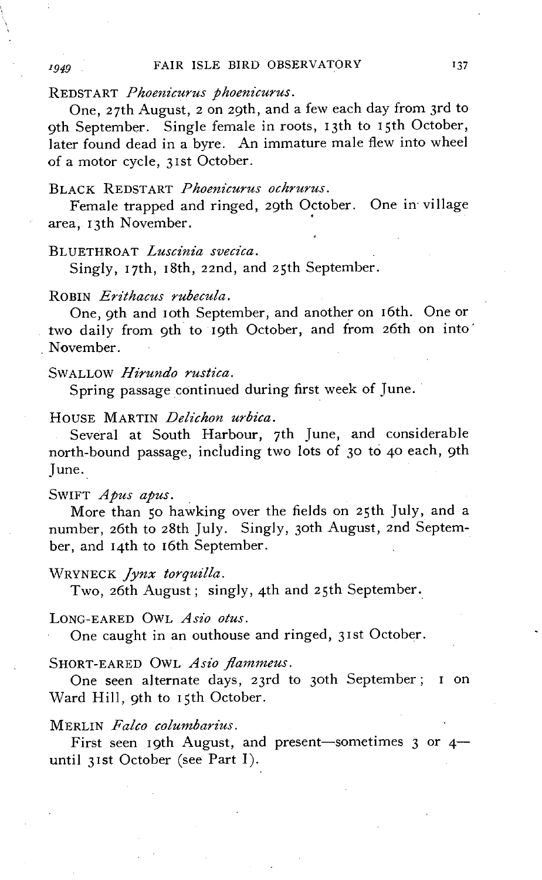REDSTART *Phoenicurus phoenicurus*.

One, 27th August, 2 on 29th, and a few each day from 3rd to 9th September. Single female in roots, 13th to 15th October, later found dead in a byre. An immature male flew into wheel of a motor cycle, 31st October.

BLACK REDSTART *Phoenicurus ochrurus*.

Female trapped and ringed, 29th October. One in village area, 13th November.

BLUETHROAT *Luscinia svecica*.

Singly, 17th, 18th, 22nd, and 25th September.

ROBIN *Erithacus rubecula*.

One, 9th and 10th September, and another on 16th. One or two daily from 9th to 19th October, and from 26th on into November.

SWALLOW *Hirundo rustica*.

Spring passage continued during first week of June.

HOUSE MARTIN *Delichon urbica*.

Several at South Harbour, 7th June, and considerable north-bound passage, including two lots of 30 to 40 each, 9th June.

SWIFT *Apus apus*.

More than 50 hawking over the fields on 25th July, and a number, 26th to 28th July. Singly, 30th August, 2nd September, and 14th to 16th September.

WRYNECK *Jynx torquilla*.

Two, 26th August; singly, 4th and 25th September.

LONG-EARED OWL *Asio otus*.

One caught in an outhouse and ringed, 31st October.

SHORT-EARED OWL *Asio flammeus*.

One seen alternate days, 23rd to 30th September; 1 on Ward Hill, 9th to 15th October.

MERLIN *Falco columbarius*.

First seen 19th August, and present—sometimes 3 or 4—until 31st October (see Part I).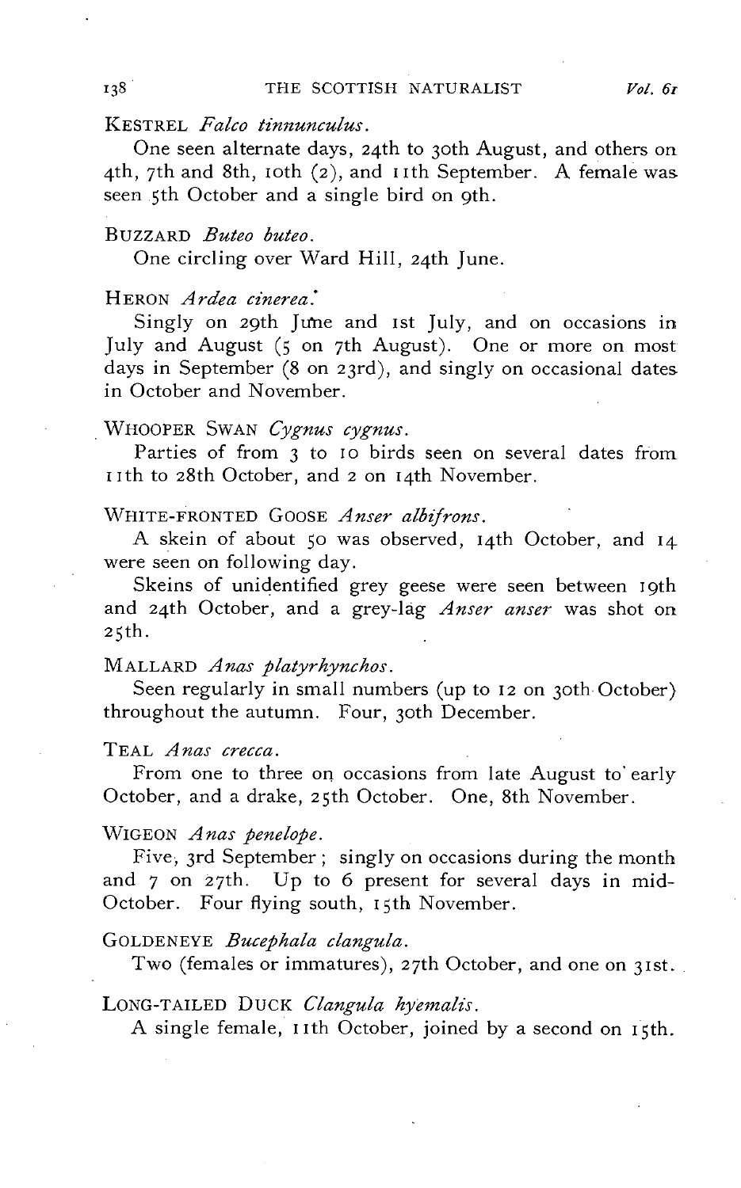KESTREL *Falco tinnunculus*.

One seen alternate days, 24th to 30th August, and others on 4th, 7th and 8th, 10th (2), and 11th September. A female was seen 5th October and a single bird on 9th.

BUZZARD *Buteo buteo*.

One circling over Ward Hill, 24th June.

HERON *Ardea cinerea*.

Singly on 29th June and 1st July, and on occasions in July and August (5 on 7th August). One or more on most days in September (8 on 23rd), and singly on occasional dates in October and November.

WHOOPER SWAN *Cygnus cygnus*.

Parties of from 3 to 10 birds seen on several dates from 11th to 28th October, and 2 on 14th November.

WHITE-FRONTED GOOSE *Anser albifrons*.

A skein of about 50 was observed, 14th October, and 14 were seen on following day.

Skeins of unidentified grey geese were seen between 19th and 24th October, and a grey-lag *Anser anser* was shot on 25th.

MALLARD *Anas platyrhynchos*.

Seen regularly in small numbers (up to 12 on 30th October) throughout the autumn. Four, 30th December.

TEAL *Anas crecca*.

From one to three on occasions from late August to early October, and a drake, 25th October. One, 8th November.

WIGEON *Anas penelope*.

Five, 3rd September; singly on occasions during the month and 7 on 27th. Up to 6 present for several days in mid-October. Four flying south, 15th November.

GOLDENEYE *Bucephala clangula*.

Two (females or immatures), 27th October, and one on 31st.

LONG-TAILED DUCK *Clangula hyemalis*.

A single female, 11th October, joined by a second on 15th.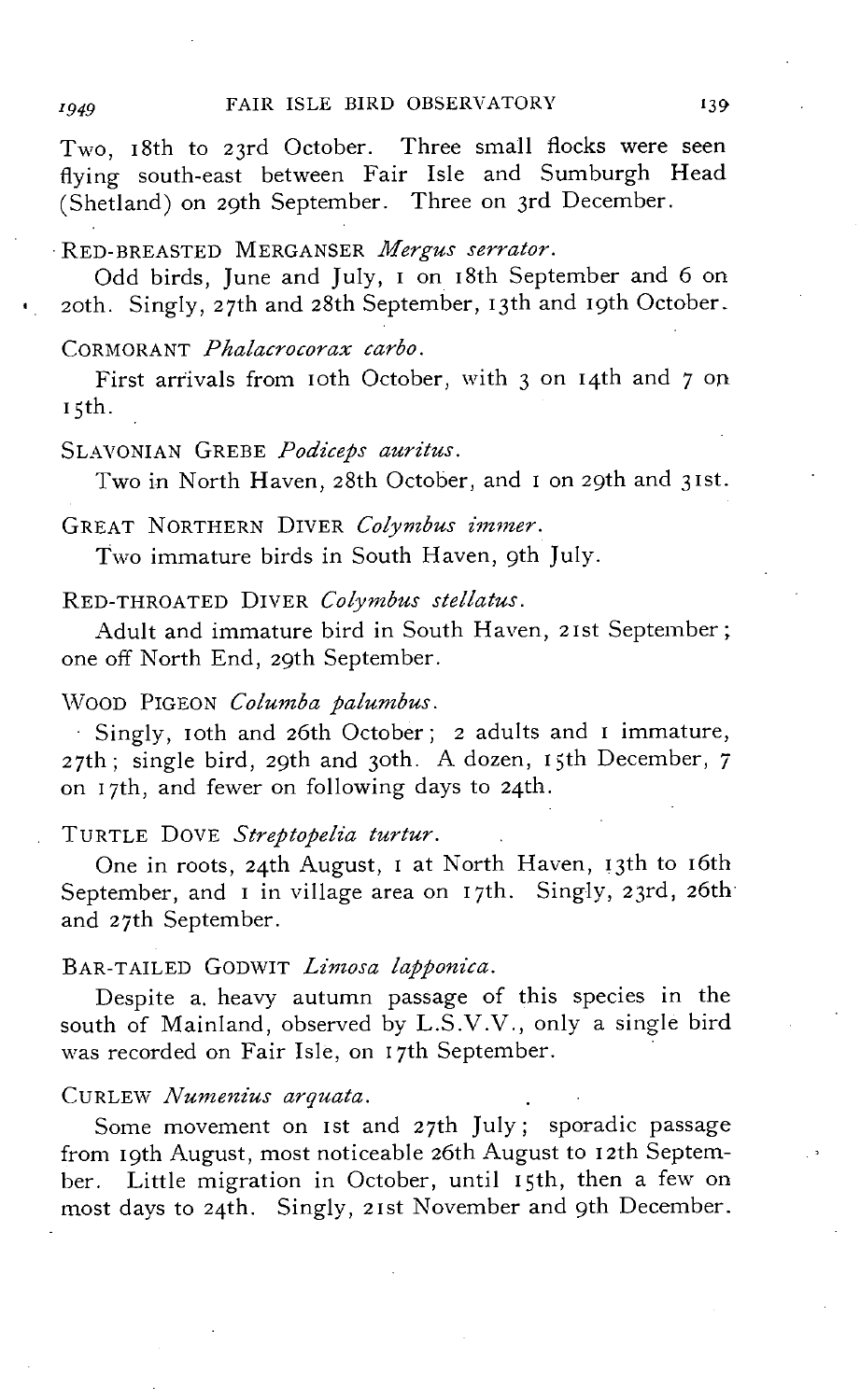Two, 18th to 23rd October. Three small flocks were seen flying south-east between Fair Isle and Sumburgh Head (Shetland) on 29th September. Three on 3rd December.

RED-BREASTED MERGANSER *Mergus serrator*.

Odd birds, June and July, 1 on 18th September and 6 on 20th. Singly, 27th and 28th September, 13th and 19th October.

CORMORANT *Phalacrocorax carbo*.

First arrivals from 10th October, with 3 on 14th and 7 on 15th.

SLAVONIAN GREBE *Podiceps auritus*.

Two in North Haven, 28th October, and 1 on 29th and 31st.

GREAT NORTHERN DIVER *Colymbus immer*.

Two immature birds in South Haven, 9th July.

RED-THROATED DIVER *Colymbus stellatus*.

Adult and immature bird in South Haven, 21st September; one off North End, 29th September.

WOOD PIGEON *Columba palumbus*.

Singly, 10th and 26th October; 2 adults and 1 immature, 27th; single bird, 29th and 30th. A dozen, 15th December, 7 on 17th, and fewer on following days to 24th.

TURTLE DOVE *Streptopelia turtur*.

One in roots, 24th August, 1 at North Haven, 13th to 16th September, and 1 in village area on 17th. Singly, 23rd, 26th and 27th September.

BAR-TAILED GODWIT *Limosa lapponica*.

Despite a heavy autumn passage of this species in the south of Mainland, observed by L.S.V.V., only a single bird was recorded on Fair Isle, on 17th September.

CURLEW *Numenius arquata*.

Some movement on 1st and 27th July; sporadic passage from 19th August, most noticeable 26th August to 12th September. Little migration in October, until 15th, then a few on most days to 24th. Singly, 21st November and 9th December.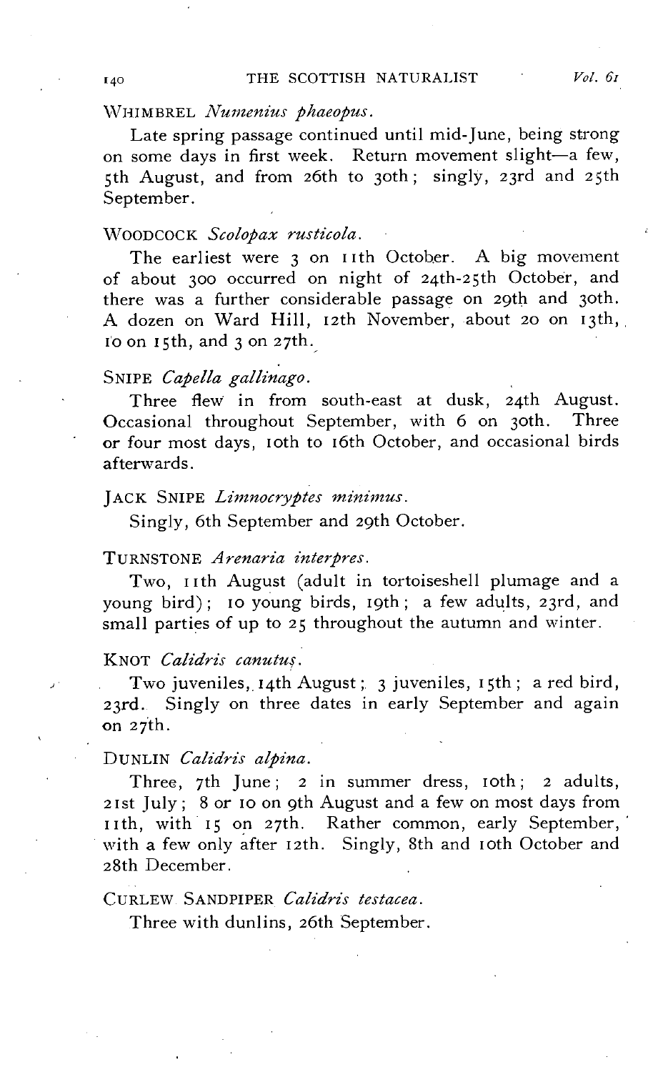WHIMBREL *Numenius phaeopus*.

Late spring passage continued until mid-June, being strong on some days in first week. Return movement slight—a few, 5th August, and from 26th to 30th; singly, 23rd and 25th September.

WOODCOCK *Scolopax rusticola*.

The earliest were 3 on 11th October. A big movement of about 300 occurred on night of 24th-25th October, and there was a further considerable passage on 29th and 30th. A dozen on Ward Hill, 12th November, about 20 on 13th, 10 on 15th, and 3 on 27th.

SNIPE *Capella gallinago*.

Three flew in from south-east at dusk, 24th August. Occasional throughout September, with 6 on 30th. Three or four most days, 10th to 16th October, and occasional birds afterwards.

JACK SNIPE *Limnocryptes minimus*.

Singly, 6th September and 29th October.

TURNSTONE *Arenaria interpres*.

Two, 11th August (adult in tortoiseshell plumage and a young bird); 10 young birds, 19th; a few adults, 23rd, and small parties of up to 25 throughout the autumn and winter.

KNOT *Calidris canutus*.

Two juveniles, 14th August; 3 juveniles, 15th; a red bird, 23rd. Singly on three dates in early September and again on 27th.

DUNLIN *Calidris alpina*.

Three, 7th June; 2 in summer dress, 10th; 2 adults, 21st July; 8 or 10 on 9th August and a few on most days from 11th, with 15 on 27th. Rather common, early September, with a few only after 12th. Singly, 8th and 10th October and 28th December.

CURLEW SANDPIPER *Calidris testacea*.

Three with dunlins, 26th September.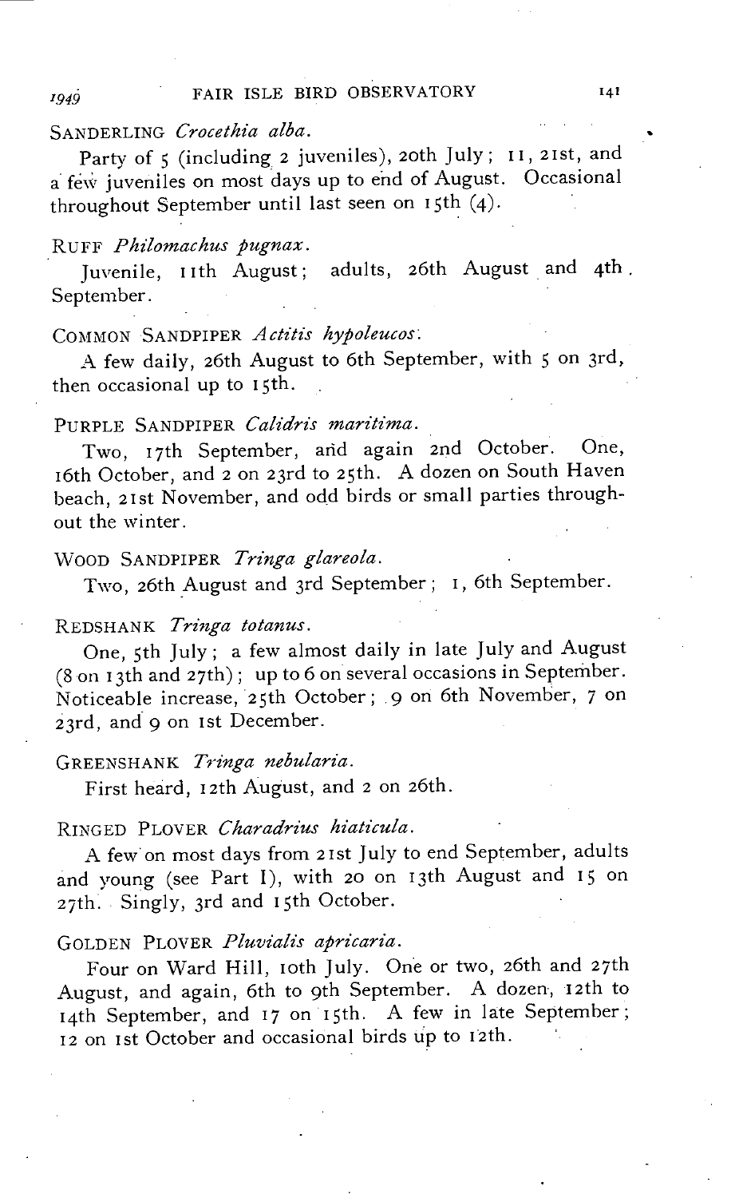SANDERLING *Crocethia alba*.

Party of 5 (including 2 juveniles), 20th July; 11, 21st, and a few juveniles on most days up to end of August. Occasional throughout September until last seen on 15th (4).

RUFF *Philomachus pugnax*.

Juvenile, 11th August; adults, 26th August and 4th September.

COMMON SANDPIPER *Actitis hypoleucos*.

A few daily, 26th August to 6th September, with 5 on 3rd, then occasional up to 15th.

PURPLE SANDPIPER *Calidris maritima*.

Two, 17th September, and again 2nd October. One, 16th October, and 2 on 23rd to 25th. A dozen on South Haven beach, 21st November, and odd birds or small parties throughout the winter.

WOOD SANDPIPER *Tringa glareola*.

Two, 26th August and 3rd September; 1, 6th September.

REDSHANK *Tringa totanus*.

One, 5th July; a few almost daily in late July and August (8 on 13th and 27th); up to 6 on several occasions in September. Noticeable increase, 25th October; 9 on 6th November, 7 on 23rd, and 9 on 1st December.

GREENSHANK *Tringa nebularia*.

First heard, 12th August, and 2 on 26th.

RINGED PLOVER *Charadrius hiaticula*.

A few on most days from 21st July to end September, adults and young (see Part I), with 20 on 13th August and 15 on 27th. Singly, 3rd and 15th October.

GOLDEN PLOVER *Pluvialis apricaria*.

Four on Ward Hill, 10th July. One or two, 26th and 27th August, and again, 6th to 9th September. A dozen, 12th to 14th September, and 17 on 15th. A few in late September; 12 on 1st October and occasional birds up to 12th.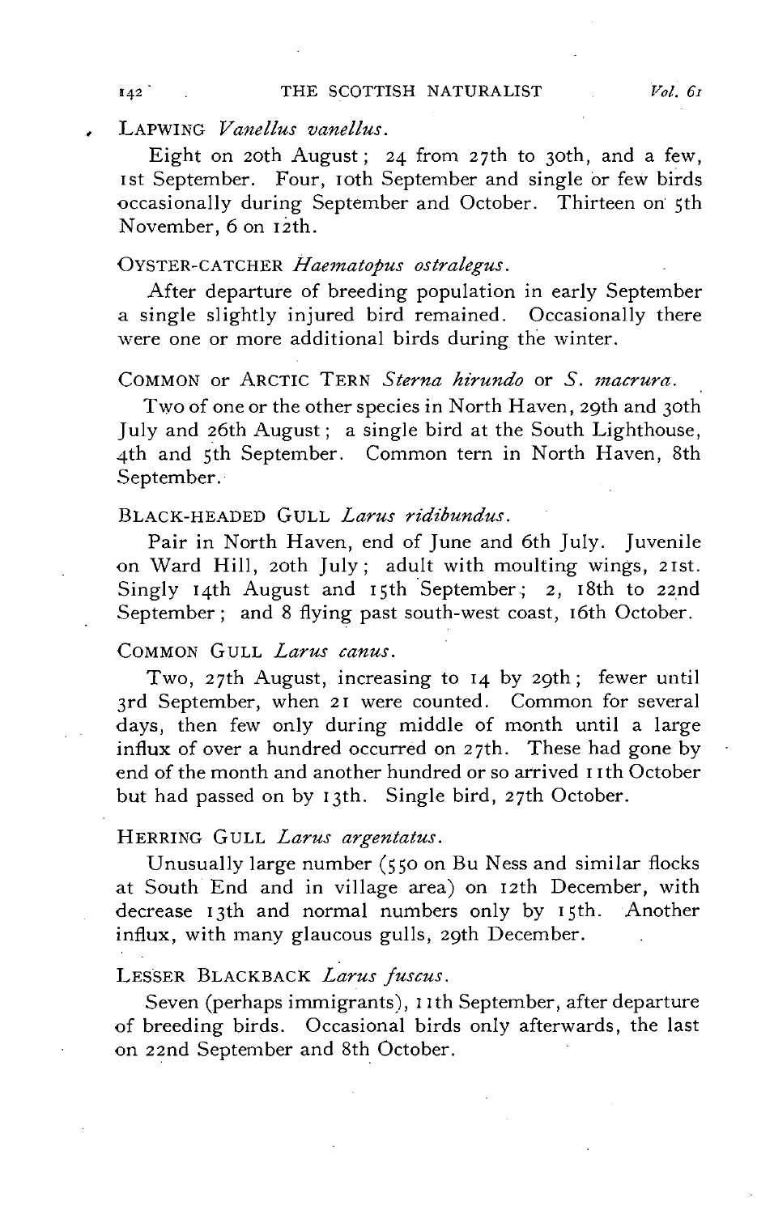LAPWING *Vanellus vanellus*.

Eight on 20th August; 24 from 27th to 30th, and a few, 1st September. Four, 10th September and single or few birds occasionally during September and October. Thirteen on 5th November, 6 on 12th.

OYSTER-CATCHER *Haematopus ostralegus*.

After departure of breeding population in early September a single slightly injured bird remained. Occasionally there were one or more additional birds during the winter.

COMMON or ARCTIC TERN *Sterna hirundo* or *S. macrura*.

Two of one or the other species in North Haven, 29th and 30th July and 26th August; a single bird at the South Lighthouse, 4th and 5th September. Common tern in North Haven, 8th September.

BLACK-HEADED GULL *Larus ridibundus*.

Pair in North Haven, end of June and 6th July. Juvenile on Ward Hill, 20th July; adult with moulting wings, 21st. Singly 14th August and 15th September; 2, 18th to 22nd September; and 8 flying past south-west coast, 16th October.

COMMON GULL *Larus canus*.

Two, 27th August, increasing to 14 by 29th; fewer until 3rd September, when 21 were counted. Common for several days, then few only during middle of month until a large influx of over a hundred occurred on 27th. These had gone by end of the month and another hundred or so arrived 11th October but had passed on by 13th. Single bird, 27th October.

HERRING GULL *Larus argentatus*.

Unusually large number (550 on Bu Ness and similar flocks at South End and in village area) on 12th December, with decrease 13th and normal numbers only by 15th. Another influx, with many glaucous gulls, 29th December.

LESSER BLACKBACK *Larus fuscus*.

Seven (perhaps immigrants), 11th September, after departure of breeding birds. Occasional birds only afterwards, the last on 22nd September and 8th October.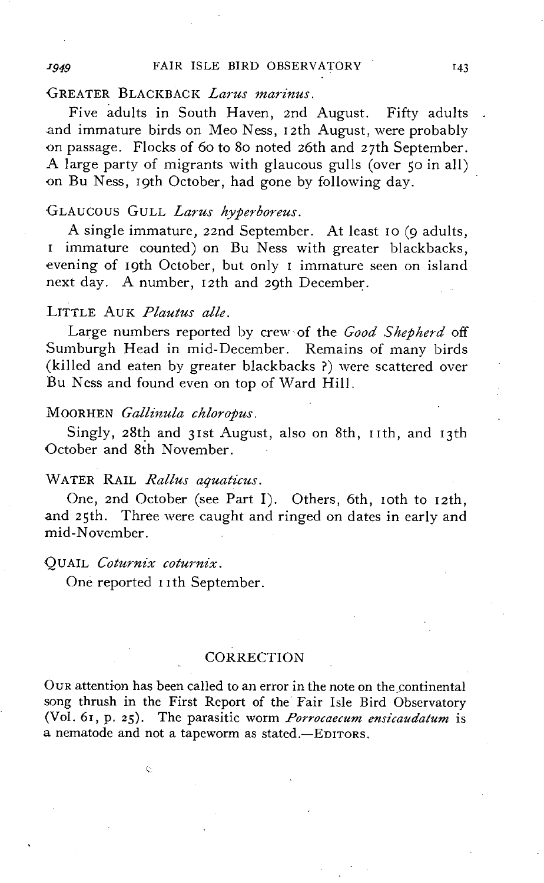GREATER BLACKBACK *Larus marinus*.

Five adults in South Haven, 2nd August. Fifty adults and immature birds on Meo Ness, 12th August, were probably on passage. Flocks of 60 to 80 noted 26th and 27th September. A large party of migrants with glaucous gulls (over 50 in all) on Bu Ness, 19th October, had gone by following day.

GLAUCOUS GULL *Larus hyperboreus*.

A single immature, 22nd September. At least 10 (9 adults, 1 immature counted) on Bu Ness with greater blackbacks, evening of 19th October, but only 1 immature seen on island next day. A number, 12th and 29th December.

LITTLE AUK *Plautus alle*.

Large numbers reported by crew of the *Good Shepherd* off Sumburgh Head in mid-December. Remains of many birds (killed and eaten by greater blackbacks ?) were scattered over Bu Ness and found even on top of Ward Hill.

MOORHEN *Gallinula chloropus*.

Singly, 28th and 31st August, also on 8th, 11th, and 13th October and 8th November.

WATER RAIL *Rallus aquaticus*.

One, 2nd October (see Part I). Others, 6th, 10th to 12th, and 25th. Three were caught and ringed on dates in early and mid-November.

QUAIL *Coturnix coturnix*.

One reported 11th September.

## CORRECTION

OUR attention has been called to an error in the note on the continental song thrush in the First Report of the Fair Isle Bird Observatory (Vol. 61, p. 25). The parasitic worm *Porrocaecum ensicaudatum* is a nematode and not a tapeworm as stated.—EDITORS.